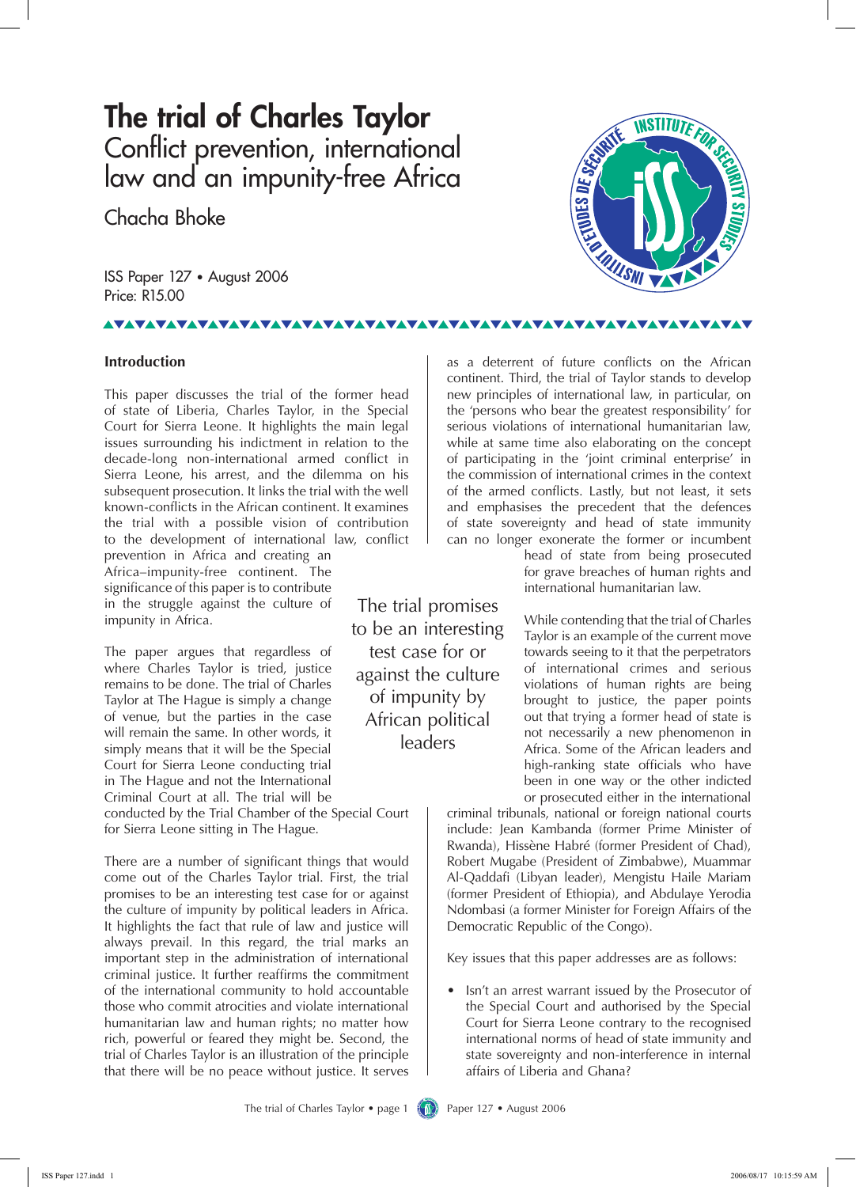# The trial of Charles Taylor

## Conflict prevention, international law and an impunity-free Africa

Chacha Bhoke

ISS Paper 127 • August 2006
Price: R15.00

### Introduction

This paper discusses the trial of the former head of state of Liberia, Charles Taylor, in the Special Court for Sierra Leone. It highlights the main legal issues surrounding his indictment in relation to the decade-long non-international armed conflict in Sierra Leone, his arrest, and the dilemma on his subsequent prosecution. It links the trial with the well known-conflicts in the African continent. It examines the trial with a possible vision of contribution to the development of international law, conflict prevention in Africa and creating an Africa–impunity-free continent. The significance of this paper is to contribute in the struggle against the culture of impunity in Africa.

The paper argues that regardless of where Charles Taylor is tried, justice remains to be done. The trial of Charles Taylor at The Hague is simply a change of venue, but the parties in the case will remain the same. In other words, it simply means that it will be the Special Court for Sierra Leone conducting trial in The Hague and not the International Criminal Court at all. The trial will be conducted by the Trial Chamber of the Special Court for Sierra Leone sitting in The Hague.

There are a number of significant things that would come out of the Charles Taylor trial. First, the trial promises to be an interesting test case for or against the culture of impunity by political leaders in Africa. It highlights the fact that rule of law and justice will always prevail. In this regard, the trial marks an important step in the administration of international criminal justice. It further reaffirms the commitment of the international community to hold accountable those who commit atrocities and violate international humanitarian law and human rights; no matter how rich, powerful or feared they might be. Second, the trial of Charles Taylor is an illustration of the principle that there will be no peace without justice. It serves as a deterrent of future conflicts on the African continent. Third, the trial of Taylor stands to develop new principles of international law, in particular, on the 'persons who bear the greatest responsibility' for serious violations of international humanitarian law, while at same time also elaborating on the concept of participating in the 'joint criminal enterprise' in the commission of international crimes in the context of the armed conflicts. Lastly, but not least, it sets and emphasises the precedent that the defences of state sovereignty and head of state immunity can no longer exonerate the former or incumbent head of state from being prosecuted for grave breaches of human rights and international humanitarian law.

> The trial promises to be an interesting test case for or against the culture of impunity by African political leaders

While contending that the trial of Charles Taylor is an example of the current move towards seeing to it that the perpetrators of international crimes and serious violations of human rights are being brought to justice, the paper points out that trying a former head of state is not necessarily a new phenomenon in Africa. Some of the African leaders and high-ranking state officials who have been in one way or the other indicted or prosecuted either in the international criminal tribunals, national or foreign national courts include: Jean Kambanda (former Prime Minister of Rwanda), Hissène Habré (former President of Chad), Robert Mugabe (President of Zimbabwe), Muammar Al-Qaddafi (Libyan leader), Mengistu Haile Mariam (former President of Ethiopia), and Abdulaye Yerodia Ndombasi (a former Minister for Foreign Affairs of the Democratic Republic of the Congo).

Key issues that this paper addresses are as follows:

- Isn't an arrest warrant issued by the Prosecutor of the Special Court and authorised by the Special Court for Sierra Leone contrary to the recognised international norms of head of state immunity and state sovereignty and non-interference in internal affairs of Liberia and Ghana?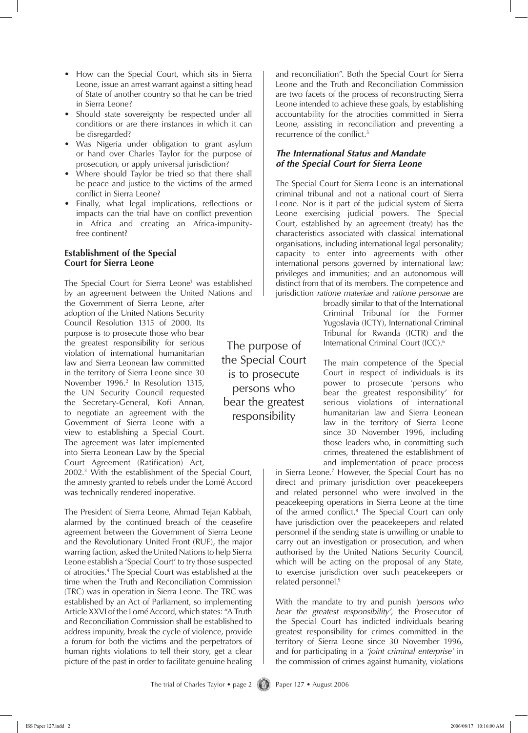- How can the Special Court, which sits in Sierra Leone, issue an arrest warrant against a sitting head of State of another country so that he can be tried in Sierra Leone?
- Should state sovereignty be respected under all conditions or are there instances in which it can be disregarded?
- Was Nigeria under obligation to grant asylum or hand over Charles Taylor for the purpose of prosecution, or apply universal jurisdiction?
- Where should Taylor be tried so that there shall be peace and justice to the victims of the armed conflict in Sierra Leone?
- Finally, what legal implications, reflections or impacts can the trial have on conflict prevention in Africa and creating an Africa-impunity-free continent?

## Establishment of the Special Court for Sierra Leone

The Special Court for Sierra Leone[1] was established by an agreement between the United Nations and the Government of Sierra Leone, after adoption of the United Nations Security Council Resolution 1315 of 2000. Its purpose is to prosecute those who bear the greatest responsibility for serious violation of international humanitarian law and Sierra Leonean law committed in the territory of Sierra Leone since 30 November 1996.[2] In Resolution 1315, the UN Security Council requested the Secretary-General, Kofi Annan, to negotiate an agreement with the Government of Sierra Leone with a view to establishing a Special Court. The agreement was later implemented into Sierra Leonean Law by the Special Court Agreement (Ratification) Act, 2002.[3] With the establishment of the Special Court, the amnesty granted to rebels under the Lomé Accord was technically rendered inoperative.

The President of Sierra Leone, Ahmad Tejan Kabbah, alarmed by the continued breach of the ceasefire agreement between the Government of Sierra Leone and the Revolutionary United Front (RUF), the major warring faction, asked the United Nations to help Sierra Leone establish a 'Special Court' to try those suspected of atrocities.[4] The Special Court was established at the time when the Truth and Reconciliation Commission (TRC) was in operation in Sierra Leone. The TRC was established by an Act of Parliament, so implementing Article XXVI of the Lomé Accord, which states: "A Truth and Reconciliation Commission shall be established to address impunity, break the cycle of violence, provide a forum for both the victims and the perpetrators of human rights violations to tell their story, get a clear picture of the past in order to facilitate genuine healing and reconciliation". Both the Special Court for Sierra Leone and the Truth and Reconciliation Commission are two facets of the process of reconstructing Sierra Leone intended to achieve these goals, by establishing accountability for the atrocities committed in Sierra Leone, assisting in reconciliation and preventing a recurrence of the conflict.[5]

### *The International Status and Mandate of the Special Court for Sierra Leone*

The Special Court for Sierra Leone is an international criminal tribunal and not a national court of Sierra Leone. Nor is it part of the judicial system of Sierra Leone exercising judicial powers. The Special Court, established by an agreement (treaty) has the characteristics associated with classical international organisations, including international legal personality; capacity to enter into agreements with other international persons governed by international law; privileges and immunities; and an autonomous will distinct from that of its members. The competence and jurisdiction *ratione materiae* and *ratione personae* are broadly similar to that of the International Criminal Tribunal for the Former Yugoslavia (ICTY), International Criminal Tribunal for Rwanda (ICTR) and the International Criminal Court (ICC).[6]

> The purpose of the Special Court is to prosecute persons who bear the greatest responsibility

The main competence of the Special Court in respect of individuals is its power to prosecute 'persons who bear the greatest responsibility' for serious violations of international humanitarian law and Sierra Leonean law in the territory of Sierra Leone since 30 November 1996, including those leaders who, in committing such crimes, threatened the establishment of and implementation of peace process in Sierra Leone.[7] However, the Special Court has no direct and primary jurisdiction over peacekeepers and related personnel who were involved in the peacekeeping operations in Sierra Leone at the time of the armed conflict.[8] The Special Court can only have jurisdiction over the peacekeepers and related personnel if the sending state is unwilling or unable to carry out an investigation or prosecution, and when authorised by the United Nations Security Council, which will be acting on the proposal of any State, to exercise jurisdiction over such peacekeepers or related personnel.[9]

With the mandate to try and punish *'persons who bear the greatest responsibility'*, the Prosecutor of the Special Court has indicted individuals bearing greatest responsibility for crimes committed in the territory of Sierra Leone since 30 November 1996, and for participating in a *'joint criminal enterprise'* in the commission of crimes against humanity, violations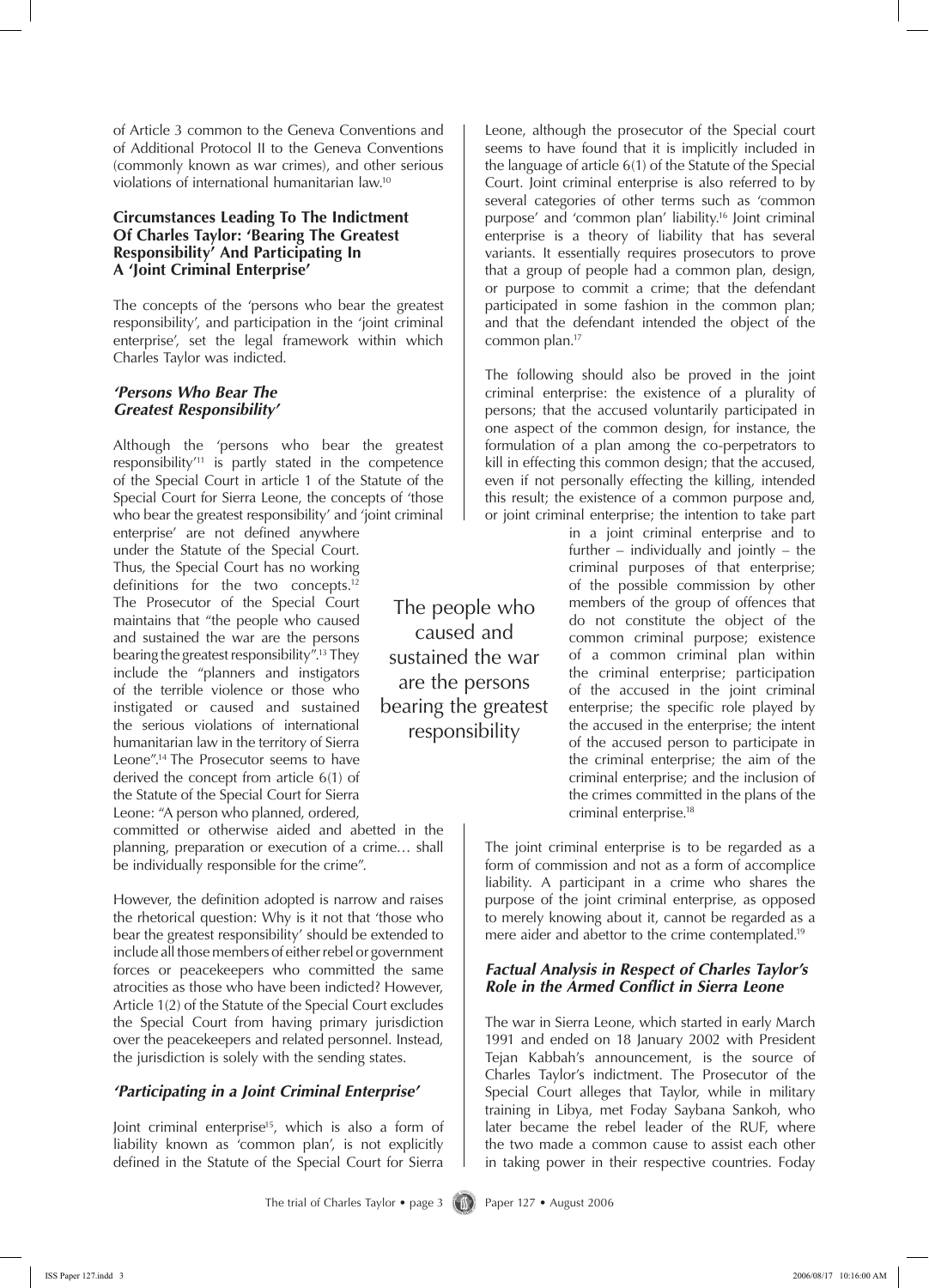of Article 3 common to the Geneva Conventions and of Additional Protocol II to the Geneva Conventions (commonly known as war crimes), and other serious violations of international humanitarian law.[10]

## Circumstances Leading To The Indictment Of Charles Taylor: 'Bearing The Greatest Responsibility' And Participating In A 'Joint Criminal Enterprise'

The concepts of the 'persons who bear the greatest responsibility', and participation in the 'joint criminal enterprise', set the legal framework within which Charles Taylor was indicted.

### *'Persons Who Bear The Greatest Responsibility'*

Although the 'persons who bear the greatest responsibility'[11] is partly stated in the competence of the Special Court in article 1 of the Statute of the Special Court for Sierra Leone, the concepts of 'those who bear the greatest responsibility' and 'joint criminal enterprise' are not defined anywhere under the Statute of the Special Court. Thus, the Special Court has no working definitions for the two concepts.[12] The Prosecutor of the Special Court maintains that "the people who caused and sustained the war are the persons bearing the greatest responsibility".[13] They include the "planners and instigators of the terrible violence or those who instigated or caused and sustained the serious violations of international humanitarian law in the territory of Sierra Leone".[14] The Prosecutor seems to have derived the concept from article 6(1) of the Statute of the Special Court for Sierra Leone: "A person who planned, ordered, committed or otherwise aided and abetted in the planning, preparation or execution of a crime… shall be individually responsible for the crime".

The people who caused and sustained the war are the persons bearing the greatest responsibility

However, the definition adopted is narrow and raises the rhetorical question: Why is it not that 'those who bear the greatest responsibility' should be extended to include all those members of either rebel or government forces or peacekeepers who committed the same atrocities as those who have been indicted? However, Article 1(2) of the Statute of the Special Court excludes the Special Court from having primary jurisdiction over the peacekeepers and related personnel. Instead, the jurisdiction is solely with the sending states.

### *'Participating in a Joint Criminal Enterprise'*

Joint criminal enterprise[15], which is also a form of liability known as 'common plan', is not explicitly defined in the Statute of the Special Court for Sierra Leone, although the prosecutor of the Special court seems to have found that it is implicitly included in the language of article 6(1) of the Statute of the Special Court. Joint criminal enterprise is also referred to by several categories of other terms such as 'common purpose' and 'common plan' liability.[16] Joint criminal enterprise is a theory of liability that has several variants. It essentially requires prosecutors to prove that a group of people had a common plan, design, or purpose to commit a crime; that the defendant participated in some fashion in the common plan; and that the defendant intended the object of the common plan.[17]

The following should also be proved in the joint criminal enterprise: the existence of a plurality of persons; that the accused voluntarily participated in one aspect of the common design, for instance, the formulation of a plan among the co-perpetrators to kill in effecting this common design; that the accused, even if not personally effecting the killing, intended this result; the existence of a common purpose and, or joint criminal enterprise; the intention to take part in a joint criminal enterprise and to further – individually and jointly – the criminal purposes of that enterprise; of the possible commission by other members of the group of offences that do not constitute the object of the common criminal purpose; existence of a common criminal plan within the criminal enterprise; participation of the accused in the joint criminal enterprise; the specific role played by the accused in the enterprise; the intent of the accused person to participate in the criminal enterprise; the aim of the criminal enterprise; and the inclusion of the crimes committed in the plans of the criminal enterprise.[18]

The joint criminal enterprise is to be regarded as a form of commission and not as a form of accomplice liability. A participant in a crime who shares the purpose of the joint criminal enterprise, as opposed to merely knowing about it, cannot be regarded as a mere aider and abettor to the crime contemplated.[19]

### *Factual Analysis in Respect of Charles Taylor's Role in the Armed Conflict in Sierra Leone*

The war in Sierra Leone, which started in early March 1991 and ended on 18 January 2002 with President Tejan Kabbah's announcement, is the source of Charles Taylor's indictment. The Prosecutor of the Special Court alleges that Taylor, while in military training in Libya, met Foday Saybana Sankoh, who later became the rebel leader of the RUF, where the two made a common cause to assist each other in taking power in their respective countries. Foday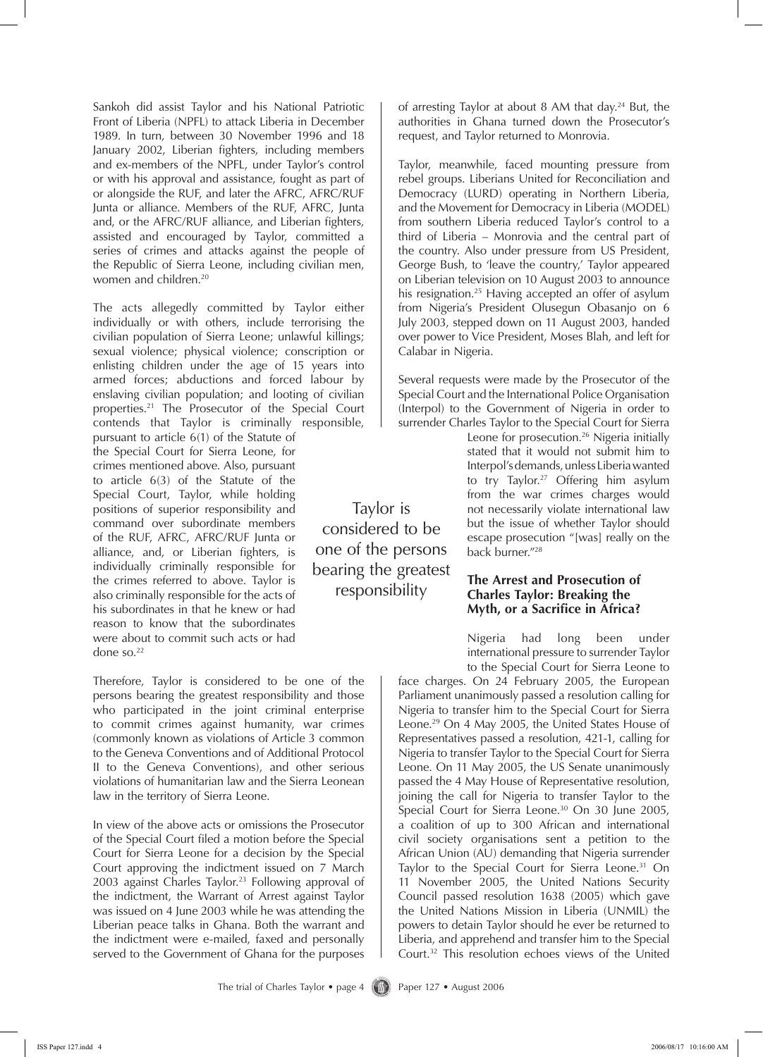Sankoh did assist Taylor and his National Patriotic Front of Liberia (NPFL) to attack Liberia in December 1989. In turn, between 30 November 1996 and 18 January 2002, Liberian fighters, including members and ex-members of the NPFL, under Taylor's control or with his approval and assistance, fought as part of or alongside the RUF, and later the AFRC, AFRC/RUF Junta or alliance. Members of the RUF, AFRC, Junta and, or the AFRC/RUF alliance, and Liberian fighters, assisted and encouraged by Taylor, committed a series of crimes and attacks against the people of the Republic of Sierra Leone, including civilian men, women and children.[20]

The acts allegedly committed by Taylor either individually or with others, include terrorising the civilian population of Sierra Leone; unlawful killings; sexual violence; physical violence; conscription or enlisting children under the age of 15 years into armed forces; abductions and forced labour by enslaving civilian population; and looting of civilian properties.[21] The Prosecutor of the Special Court contends that Taylor is criminally responsible, pursuant to article 6(1) of the Statute of the Special Court for Sierra Leone, for crimes mentioned above. Also, pursuant to article 6(3) of the Statute of the Special Court, Taylor, while holding positions of superior responsibility and command over subordinate members of the RUF, AFRC, AFRC/RUF Junta or alliance, and, or Liberian fighters, is individually criminally responsible for the crimes referred to above. Taylor is also criminally responsible for the acts of his subordinates in that he knew or had reason to know that the subordinates were about to commit such acts or had done so.[22]

> Taylor is considered to be one of the persons bearing the greatest responsibility

Therefore, Taylor is considered to be one of the persons bearing the greatest responsibility and those who participated in the joint criminal enterprise to commit crimes against humanity, war crimes (commonly known as violations of Article 3 common to the Geneva Conventions and of Additional Protocol II to the Geneva Conventions), and other serious violations of humanitarian law and the Sierra Leonean law in the territory of Sierra Leone.

In view of the above acts or omissions the Prosecutor of the Special Court filed a motion before the Special Court for Sierra Leone for a decision by the Special Court approving the indictment issued on 7 March 2003 against Charles Taylor.[23] Following approval of the indictment, the Warrant of Arrest against Taylor was issued on 4 June 2003 while he was attending the Liberian peace talks in Ghana. Both the warrant and the indictment were e-mailed, faxed and personally served to the Government of Ghana for the purposes of arresting Taylor at about 8 AM that day.[24] But, the authorities in Ghana turned down the Prosecutor's request, and Taylor returned to Monrovia.

Taylor, meanwhile, faced mounting pressure from rebel groups. Liberians United for Reconciliation and Democracy (LURD) operating in Northern Liberia, and the Movement for Democracy in Liberia (MODEL) from southern Liberia reduced Taylor's control to a third of Liberia – Monrovia and the central part of the country. Also under pressure from US President, George Bush, to 'leave the country,' Taylor appeared on Liberian television on 10 August 2003 to announce his resignation.[25] Having accepted an offer of asylum from Nigeria's President Olusegun Obasanjo on 6 July 2003, stepped down on 11 August 2003, handed over power to Vice President, Moses Blah, and left for Calabar in Nigeria.

Several requests were made by the Prosecutor of the Special Court and the International Police Organisation (Interpol) to the Government of Nigeria in order to surrender Charles Taylor to the Special Court for Sierra Leone for prosecution.[26] Nigeria initially stated that it would not submit him to Interpol's demands, unless Liberia wanted to try Taylor.[27] Offering him asylum from the war crimes charges would not necessarily violate international law but the issue of whether Taylor should escape prosecution "[was] really on the back burner."[28]

### The Arrest and Prosecution of Charles Taylor: Breaking the Myth, or a Sacrifice in Africa?

Nigeria had long been under international pressure to surrender Taylor to the Special Court for Sierra Leone to face charges. On 24 February 2005, the European Parliament unanimously passed a resolution calling for Nigeria to transfer him to the Special Court for Sierra Leone.[29] On 4 May 2005, the United States House of Representatives passed a resolution, 421-1, calling for Nigeria to transfer Taylor to the Special Court for Sierra Leone. On 11 May 2005, the US Senate unanimously passed the 4 May House of Representative resolution, joining the call for Nigeria to transfer Taylor to the Special Court for Sierra Leone.[30] On 30 June 2005, a coalition of up to 300 African and international civil society organisations sent a petition to the African Union (AU) demanding that Nigeria surrender Taylor to the Special Court for Sierra Leone.[31] On 11 November 2005, the United Nations Security Council passed resolution 1638 (2005) which gave the United Nations Mission in Liberia (UNMIL) the powers to detain Taylor should he ever be returned to Liberia, and apprehend and transfer him to the Special Court.[32] This resolution echoes views of the United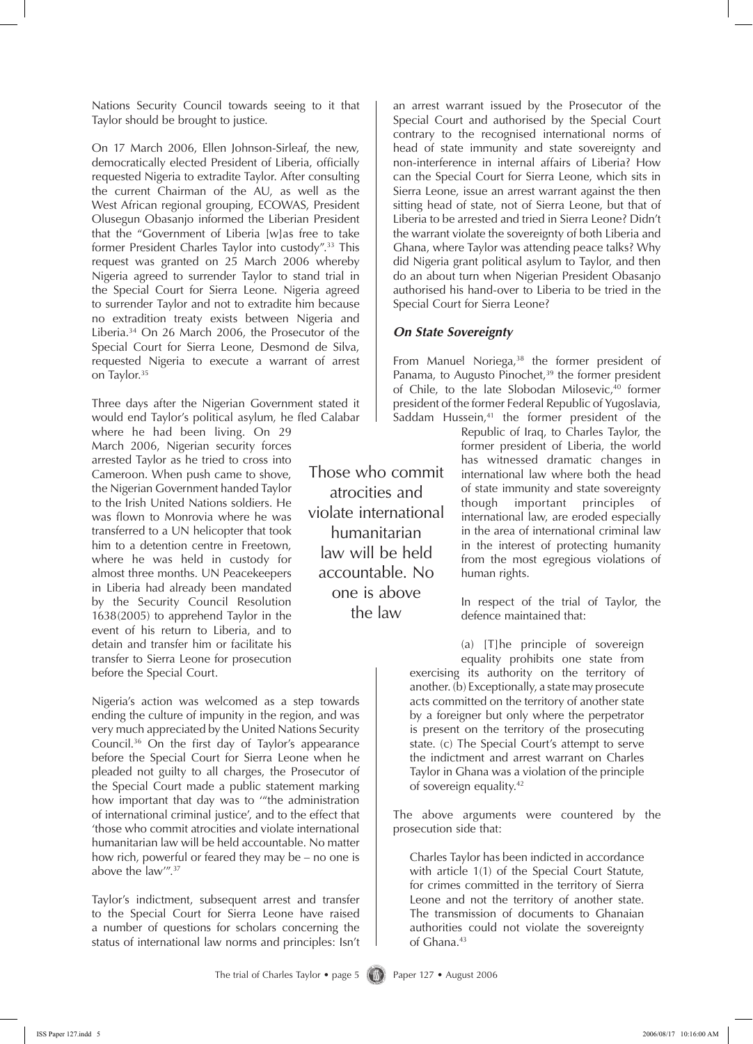Nations Security Council towards seeing to it that Taylor should be brought to justice.

On 17 March 2006, Ellen Johnson-Sirleaf, the new, democratically elected President of Liberia, officially requested Nigeria to extradite Taylor. After consulting the current Chairman of the AU, as well as the West African regional grouping, ECOWAS, President Olusegun Obasanjo informed the Liberian President that the "Government of Liberia [w]as free to take former President Charles Taylor into custody".[33] This request was granted on 25 March 2006 whereby Nigeria agreed to surrender Taylor to stand trial in the Special Court for Sierra Leone. Nigeria agreed to surrender Taylor and not to extradite him because no extradition treaty exists between Nigeria and Liberia.[34] On 26 March 2006, the Prosecutor of the Special Court for Sierra Leone, Desmond de Silva, requested Nigeria to execute a warrant of arrest on Taylor.[35]

Three days after the Nigerian Government stated it would end Taylor's political asylum, he fled Calabar where he had been living. On 29 March 2006, Nigerian security forces arrested Taylor as he tried to cross into Cameroon. When push came to shove, the Nigerian Government handed Taylor to the Irish United Nations soldiers. He was flown to Monrovia where he was transferred to a UN helicopter that took him to a detention centre in Freetown, where he was held in custody for almost three months. UN Peacekeepers in Liberia had already been mandated by the Security Council Resolution 1638(2005) to apprehend Taylor in the event of his return to Liberia, and to detain and transfer him or facilitate his transfer to Sierra Leone for prosecution before the Special Court.

Nigeria's action was welcomed as a step towards ending the culture of impunity in the region, and was very much appreciated by the United Nations Security Council.[36] On the first day of Taylor's appearance before the Special Court for Sierra Leone when he pleaded not guilty to all charges, the Prosecutor of the Special Court made a public statement marking how important that day was to '"the administration of international criminal justice', and to the effect that 'those who commit atrocities and violate international humanitarian law will be held accountable. No matter how rich, powerful or feared they may be – no one is above the law'".[37]

Taylor's indictment, subsequent arrest and transfer to the Special Court for Sierra Leone have raised a number of questions for scholars concerning the status of international law norms and principles: Isn't an arrest warrant issued by the Prosecutor of the Special Court and authorised by the Special Court contrary to the recognised international norms of head of state immunity and state sovereignty and non-interference in internal affairs of Liberia? How can the Special Court for Sierra Leone, which sits in Sierra Leone, issue an arrest warrant against the then sitting head of state, not of Sierra Leone, but that of Liberia to be arrested and tried in Sierra Leone? Didn't the warrant violate the sovereignty of both Liberia and Ghana, where Taylor was attending peace talks? Why did Nigeria grant political asylum to Taylor, and then do an about turn when Nigerian President Obasanjo authorised his hand-over to Liberia to be tried in the Special Court for Sierra Leone?

> Those who commit atrocities and violate international humanitarian law will be held accountable. No one is above the law

### *On State Sovereignty*

From Manuel Noriega,[38] the former president of Panama, to Augusto Pinochet,[39] the former president of Chile, to the late Slobodan Milosevic,[40] former president of the former Federal Republic of Yugoslavia, Saddam Hussein,[41] the former president of the Republic of Iraq, to Charles Taylor, the former president of Liberia, the world has witnessed dramatic changes in international law where both the head of state immunity and state sovereignty though important principles of international law, are eroded especially in the area of international criminal law in the interest of protecting humanity from the most egregious violations of human rights.

In respect of the trial of Taylor, the defence maintained that:

> (a) [T]he principle of sovereign equality prohibits one state from exercising its authority on the territory of another. (b) Exceptionally, a state may prosecute acts committed on the territory of another state by a foreigner but only where the perpetrator is present on the territory of the prosecuting state. (c) The Special Court's attempt to serve the indictment and arrest warrant on Charles Taylor in Ghana was a violation of the principle of sovereign equality.[42]

The above arguments were countered by the prosecution side that:

> Charles Taylor has been indicted in accordance with article 1(1) of the Special Court Statute, for crimes committed in the territory of Sierra Leone and not the territory of another state. The transmission of documents to Ghanaian authorities could not violate the sovereignty of Ghana.[43]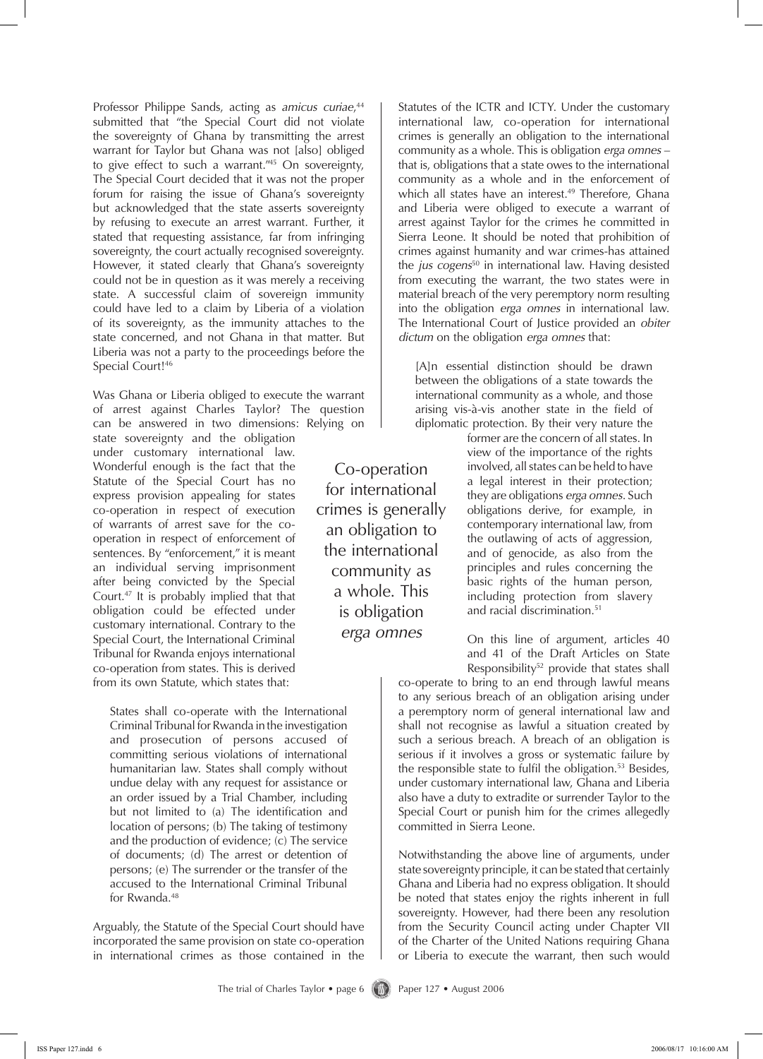Professor Philippe Sands, acting as *amicus curiae*,[44] submitted that "the Special Court did not violate the sovereignty of Ghana by transmitting the arrest warrant for Taylor but Ghana was not [also] obliged to give effect to such a warrant."[45] On sovereignty, The Special Court decided that it was not the proper forum for raising the issue of Ghana's sovereignty but acknowledged that the state asserts sovereignty by refusing to execute an arrest warrant. Further, it stated that requesting assistance, far from infringing sovereignty, the court actually recognised sovereignty. However, it stated clearly that Ghana's sovereignty could not be in question as it was merely a receiving state. A successful claim of sovereign immunity could have led to a claim by Liberia of a violation of its sovereignty, as the immunity attaches to the state concerned, and not Ghana in that matter. But Liberia was not a party to the proceedings before the Special Court![46]

Was Ghana or Liberia obliged to execute the warrant of arrest against Charles Taylor? The question can be answered in two dimensions: Relying on state sovereignty and the obligation under customary international law. Wonderful enough is the fact that the Statute of the Special Court has no express provision appealing for states co-operation in respect of execution of warrants of arrest save for the co-operation in respect of enforcement of sentences. By "enforcement," it is meant an individual serving imprisonment after being convicted by the Special Court.[47] It is probably implied that that obligation could be effected under customary international. Contrary to the Special Court, the International Criminal Tribunal for Rwanda enjoys international co-operation from states. This is derived from its own Statute, which states that:

> States shall co-operate with the International Criminal Tribunal for Rwanda in the investigation and prosecution of persons accused of committing serious violations of international humanitarian law. States shall comply without undue delay with any request for assistance or an order issued by a Trial Chamber, including but not limited to (a) The identification and location of persons; (b) The taking of testimony and the production of evidence; (c) The service of documents; (d) The arrest or detention of persons; (e) The surrender or the transfer of the accused to the International Criminal Tribunal for Rwanda.[48]

Arguably, the Statute of the Special Court should have incorporated the same provision on state co-operation in international crimes as those contained in the Statutes of the ICTR and ICTY. Under the customary international law, co-operation for international crimes is generally an obligation to the international community as a whole. This is obligation *erga omnes* – that is, obligations that a state owes to the international community as a whole and in the enforcement of which all states have an interest.[49] Therefore, Ghana and Liberia were obliged to execute a warrant of arrest against Taylor for the crimes he committed in Sierra Leone. It should be noted that prohibition of crimes against humanity and war crimes-has attained the *jus cogens*[50] in international law. Having desisted from executing the warrant, the two states were in material breach of the very peremptory norm resulting into the obligation *erga omnes* in international law. The International Court of Justice provided an *obiter dictum* on the obligation *erga omnes* that:

> [A]n essential distinction should be drawn between the obligations of a state towards the international community as a whole, and those arising vis-à-vis another state in the field of diplomatic protection. By their very nature the former are the concern of all states. In view of the importance of the rights involved, all states can be held to have a legal interest in their protection; they are obligations *erga omnes*. Such obligations derive, for example, in contemporary international law, from the outlawing of acts of aggression, and of genocide, as also from the principles and rules concerning the basic rights of the human person, including protection from slavery and racial discrimination.[51]

On this line of argument, articles 40 and 41 of the Draft Articles on State Responsibility[52] provide that states shall co-operate to bring to an end through lawful means to any serious breach of an obligation arising under a peremptory norm of general international law and shall not recognise as lawful a situation created by such a serious breach. A breach of an obligation is serious if it involves a gross or systematic failure by the responsible state to fulfil the obligation.[53] Besides, under customary international law, Ghana and Liberia also have a duty to extradite or surrender Taylor to the Special Court or punish him for the crimes allegedly committed in Sierra Leone.

Notwithstanding the above line of arguments, under state sovereignty principle, it can be stated that certainly Ghana and Liberia had no express obligation. It should be noted that states enjoy the rights inherent in full sovereignty. However, had there been any resolution from the Security Council acting under Chapter VII of the Charter of the United Nations requiring Ghana or Liberia to execute the warrant, then such would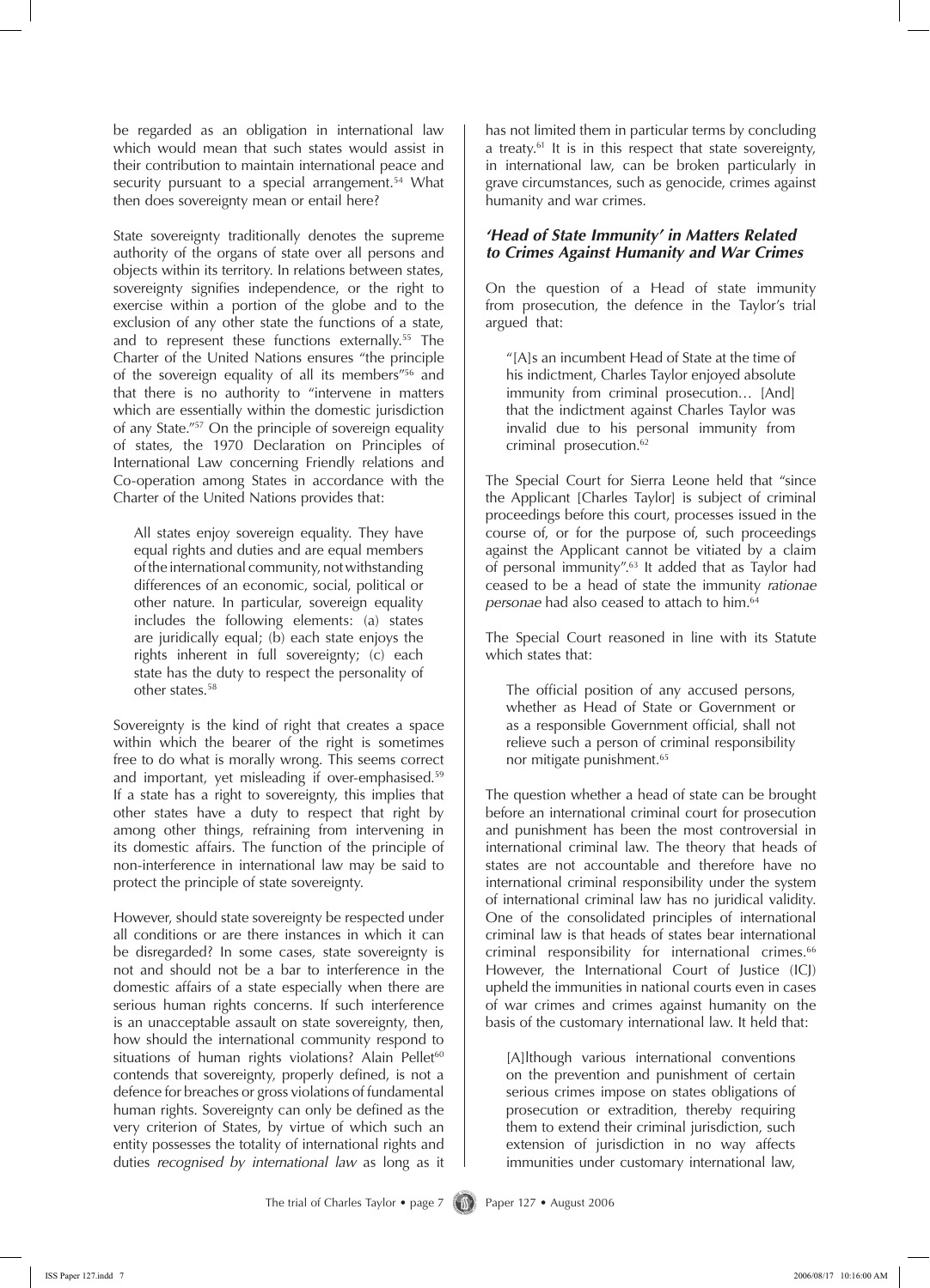be regarded as an obligation in international law which would mean that such states would assist in their contribution to maintain international peace and security pursuant to a special arrangement.[54] What then does sovereignty mean or entail here?

State sovereignty traditionally denotes the supreme authority of the organs of state over all persons and objects within its territory. In relations between states, sovereignty signifies independence, or the right to exercise within a portion of the globe and to the exclusion of any other state the functions of a state, and to represent these functions externally.[55] The Charter of the United Nations ensures "the principle of the sovereign equality of all its members"[56] and that there is no authority to "intervene in matters which are essentially within the domestic jurisdiction of any State."[57] On the principle of sovereign equality of states, the 1970 Declaration on Principles of International Law concerning Friendly relations and Co-operation among States in accordance with the Charter of the United Nations provides that:

> All states enjoy sovereign equality. They have equal rights and duties and are equal members of the international community, notwithstanding differences of an economic, social, political or other nature. In particular, sovereign equality includes the following elements: (a) states are juridically equal; (b) each state enjoys the rights inherent in full sovereignty; (c) each state has the duty to respect the personality of other states.[58]

Sovereignty is the kind of right that creates a space within which the bearer of the right is sometimes free to do what is morally wrong. This seems correct and important, yet misleading if over-emphasised.[59] If a state has a right to sovereignty, this implies that other states have a duty to respect that right by among other things, refraining from intervening in its domestic affairs. The function of the principle of non-interference in international law may be said to protect the principle of state sovereignty.

However, should state sovereignty be respected under all conditions or are there instances in which it can be disregarded? In some cases, state sovereignty is not and should not be a bar to interference in the domestic affairs of a state especially when there are serious human rights concerns. If such interference is an unacceptable assault on state sovereignty, then, how should the international community respond to situations of human rights violations? Alain Pellet[60] contends that sovereignty, properly defined, is not a defence for breaches or gross violations of fundamental human rights. Sovereignty can only be defined as the very criterion of States, by virtue of which such an entity possesses the totality of international rights and duties *recognised by international law* as long as it has not limited them in particular terms by concluding a treaty.[61] It is in this respect that state sovereignty, in international law, can be broken particularly in grave circumstances, such as genocide, crimes against humanity and war crimes.

### 'Head of State Immunity' in Matters Related to Crimes Against Humanity and War Crimes

On the question of a Head of state immunity from prosecution, the defence in the Taylor's trial argued that:

> "[A]s an incumbent Head of State at the time of his indictment, Charles Taylor enjoyed absolute immunity from criminal prosecution… [And] that the indictment against Charles Taylor was invalid due to his personal immunity from criminal prosecution.[62]

The Special Court for Sierra Leone held that "since the Applicant [Charles Taylor] is subject of criminal proceedings before this court, processes issued in the course of, or for the purpose of, such proceedings against the Applicant cannot be vitiated by a claim of personal immunity".[63] It added that as Taylor had ceased to be a head of state the immunity *rationae personae* had also ceased to attach to him.[64]

The Special Court reasoned in line with its Statute which states that:

> The official position of any accused persons, whether as Head of State or Government or as a responsible Government official, shall not relieve such a person of criminal responsibility nor mitigate punishment.[65]

The question whether a head of state can be brought before an international criminal court for prosecution and punishment has been the most controversial in international criminal law. The theory that heads of states are not accountable and therefore have no international criminal responsibility under the system of international criminal law has no juridical validity. One of the consolidated principles of international criminal law is that heads of states bear international criminal responsibility for international crimes.[66] However, the International Court of Justice (ICJ) upheld the immunities in national courts even in cases of war crimes and crimes against humanity on the basis of the customary international law. It held that:

> [A]lthough various international conventions on the prevention and punishment of certain serious crimes impose on states obligations of prosecution or extradition, thereby requiring them to extend their criminal jurisdiction, such extension of jurisdiction in no way affects immunities under customary international law,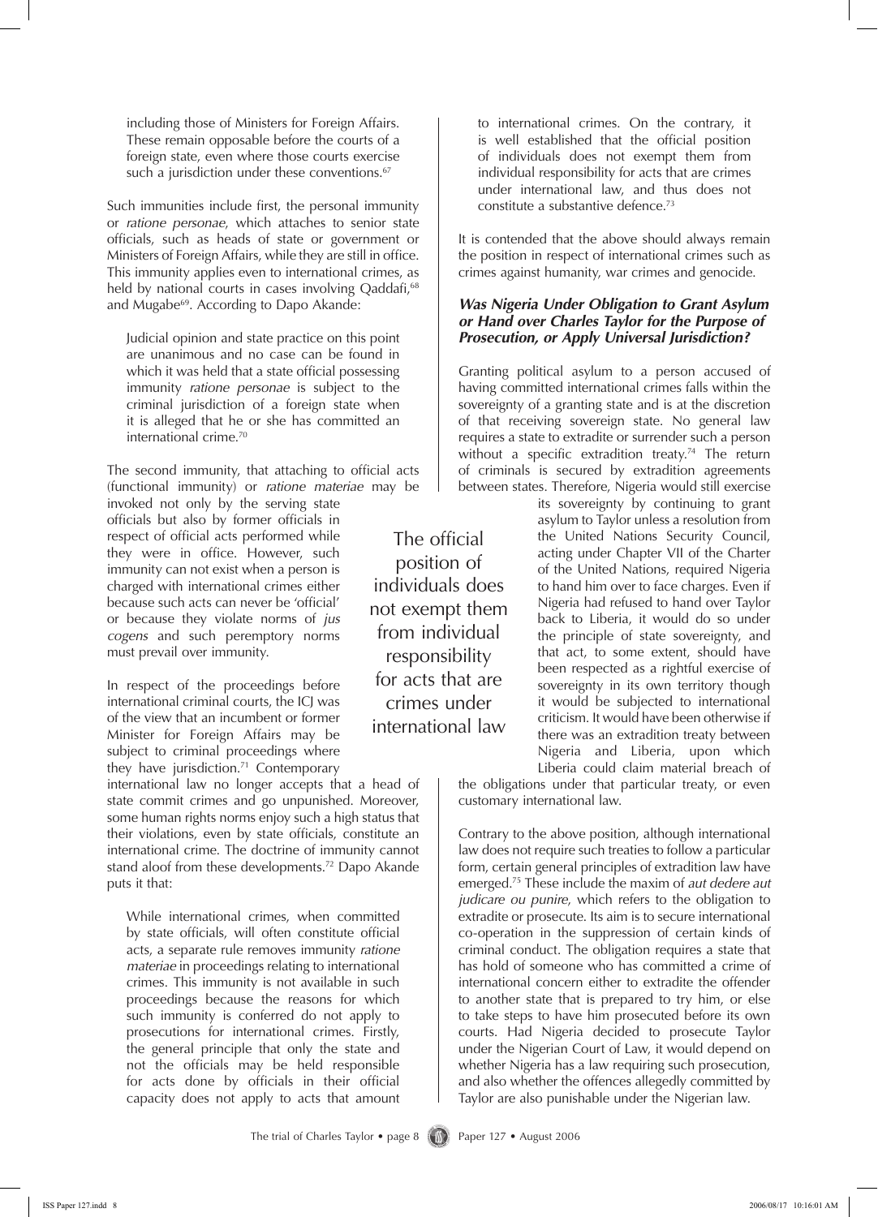> including those of Ministers for Foreign Affairs. These remain opposable before the courts of a foreign state, even where those courts exercise such a jurisdiction under these conventions.[67]

Such immunities include first, the personal immunity or *ratione personae*, which attaches to senior state officials, such as heads of state or government or Ministers of Foreign Affairs, while they are still in office. This immunity applies even to international crimes, as held by national courts in cases involving Qaddafi,[68] and Mugabe[69]. According to Dapo Akande:

> Judicial opinion and state practice on this point are unanimous and no case can be found in which it was held that a state official possessing immunity *ratione personae* is subject to the criminal jurisdiction of a foreign state when it is alleged that he or she has committed an international crime.[70]

The second immunity, that attaching to official acts (functional immunity) or *ratione materiae* may be invoked not only by the serving state officials but also by former officials in respect of official acts performed while they were in office. However, such immunity can not exist when a person is charged with international crimes either because such acts can never be 'official' or because they violate norms of *jus cogens* and such peremptory norms must prevail over immunity.

In respect of the proceedings before international criminal courts, the ICJ was of the view that an incumbent or former Minister for Foreign Affairs may be subject to criminal proceedings where they have jurisdiction.[71] Contemporary international law no longer accepts that a head of state commit crimes and go unpunished. Moreover, some human rights norms enjoy such a high status that their violations, even by state officials, constitute an international crime. The doctrine of immunity cannot stand aloof from these developments.[72] Dapo Akande puts it that:

> While international crimes, when committed by state officials, will often constitute official acts, a separate rule removes immunity *ratione materiae* in proceedings relating to international crimes. This immunity is not available in such proceedings because the reasons for which such immunity is conferred do not apply to prosecutions for international crimes. Firstly, the general principle that only the state and not the officials may be held responsible for acts done by officials in their official capacity does not apply to acts that amount to international crimes. On the contrary, it is well established that the official position of individuals does not exempt them from individual responsibility for acts that are crimes under international law, and thus does not constitute a substantive defence.[73]

It is contended that the above should always remain the position in respect of international crimes such as crimes against humanity, war crimes and genocide.

### *Was Nigeria Under Obligation to Grant Asylum or Hand over Charles Taylor for the Purpose of Prosecution, or Apply Universal Jurisdiction?*

Granting political asylum to a person accused of having committed international crimes falls within the sovereignty of a granting state and is at the discretion of that receiving sovereign state. No general law requires a state to extradite or surrender such a person without a specific extradition treaty.[74] The return of criminals is secured by extradition agreements between states. Therefore, Nigeria would still exercise its sovereignty by continuing to grant asylum to Taylor unless a resolution from the United Nations Security Council, acting under Chapter VII of the Charter of the United Nations, required Nigeria to hand him over to face charges. Even if Nigeria had refused to hand over Taylor back to Liberia, it would do so under the principle of state sovereignty, and that act, to some extent, should have been respected as a rightful exercise of sovereignty in its own territory though it would be subjected to international criticism. It would have been otherwise if there was an extradition treaty between Nigeria and Liberia, upon which Liberia could claim material breach of the obligations under that particular treaty, or even customary international law.

Contrary to the above position, although international law does not require such treaties to follow a particular form, certain general principles of extradition law have emerged.[75] These include the maxim of *aut dedere aut judicare ou punire*, which refers to the obligation to extradite or prosecute. Its aim is to secure international co-operation in the suppression of certain kinds of criminal conduct. The obligation requires a state that has hold of someone who has committed a crime of international concern either to extradite the offender to another state that is prepared to try him, or else to take steps to have him prosecuted before its own courts. Had Nigeria decided to prosecute Taylor under the Nigerian Court of Law, it would depend on whether Nigeria has a law requiring such prosecution, and also whether the offences allegedly committed by Taylor are also punishable under the Nigerian law.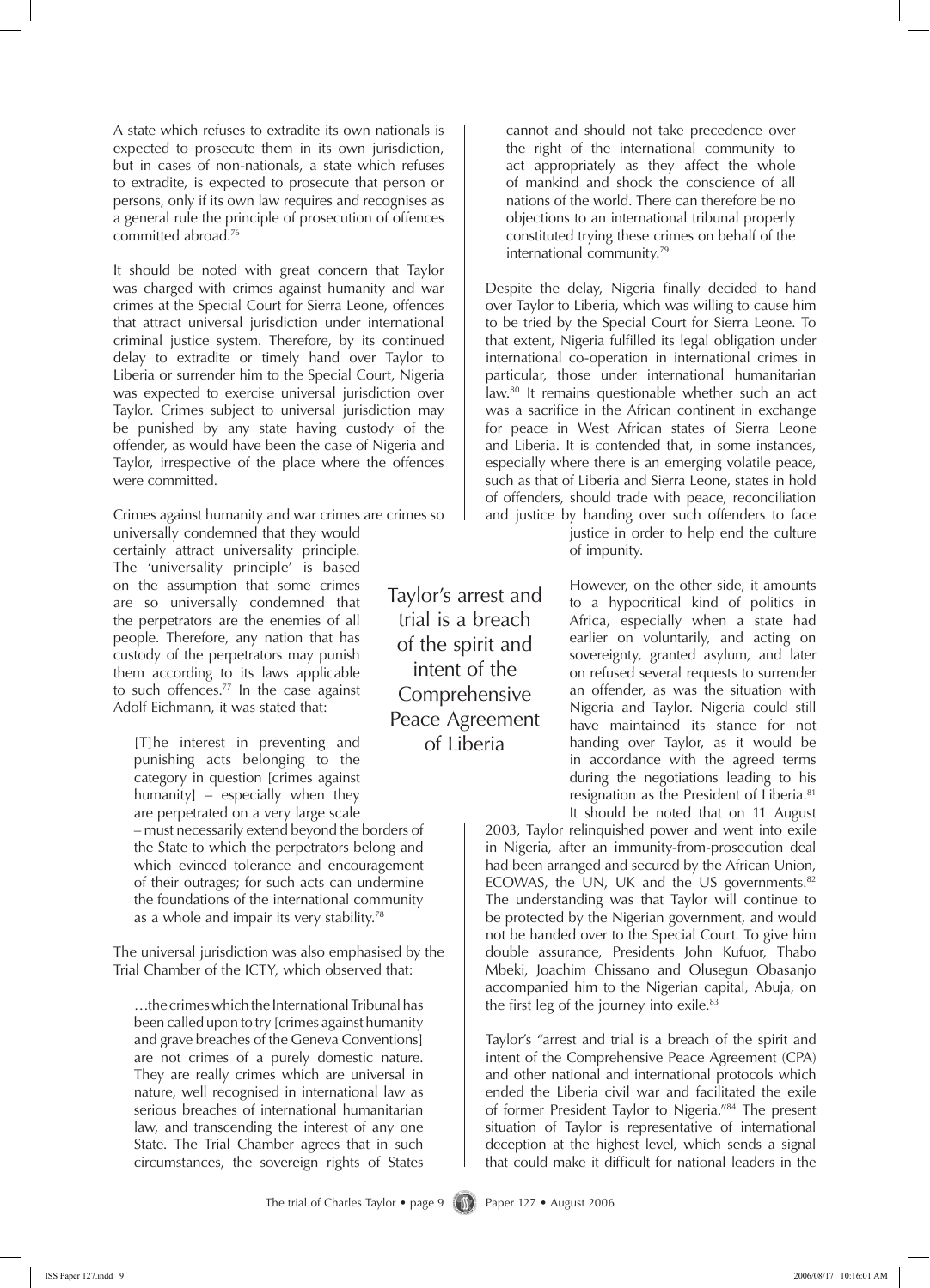A state which refuses to extradite its own nationals is expected to prosecute them in its own jurisdiction, but in cases of non-nationals, a state which refuses to extradite, is expected to prosecute that person or persons, only if its own law requires and recognises as a general rule the principle of prosecution of offences committed abroad.[76]

It should be noted with great concern that Taylor was charged with crimes against humanity and war crimes at the Special Court for Sierra Leone, offences that attract universal jurisdiction under international criminal justice system. Therefore, by its continued delay to extradite or timely hand over Taylor to Liberia or surrender him to the Special Court, Nigeria was expected to exercise universal jurisdiction over Taylor. Crimes subject to universal jurisdiction may be punished by any state having custody of the offender, as would have been the case of Nigeria and Taylor, irrespective of the place where the offences were committed.

Crimes against humanity and war crimes are crimes so universally condemned that they would certainly attract universality principle. The 'universality principle' is based on the assumption that some crimes are so universally condemned that the perpetrators are the enemies of all people. Therefore, any nation that has custody of the perpetrators may punish them according to its laws applicable to such offences.[77] In the case against Adolf Eichmann, it was stated that:

> [T]he interest in preventing and punishing acts belonging to the category in question [crimes against humanity] – especially when they are perpetrated on a very large scale – must necessarily extend beyond the borders of the State to which the perpetrators belong and which evinced tolerance and encouragement of their outrages; for such acts can undermine the foundations of the international community as a whole and impair its very stability.[78]

The universal jurisdiction was also emphasised by the Trial Chamber of the ICTY, which observed that:

> …the crimes which the International Tribunal has been called upon to try [crimes against humanity and grave breaches of the Geneva Conventions] are not crimes of a purely domestic nature. They are really crimes which are universal in nature, well recognised in international law as serious breaches of international humanitarian law, and transcending the interest of any one State. The Trial Chamber agrees that in such circumstances, the sovereign rights of States cannot and should not take precedence over the right of the international community to act appropriately as they affect the whole of mankind and shock the conscience of all nations of the world. There can therefore be no objections to an international tribunal properly constituted trying these crimes on behalf of the international community.[79]

Despite the delay, Nigeria finally decided to hand over Taylor to Liberia, which was willing to cause him to be tried by the Special Court for Sierra Leone. To that extent, Nigeria fulfilled its legal obligation under international co-operation in international crimes in particular, those under international humanitarian law.[80] It remains questionable whether such an act was a sacrifice in the African continent in exchange for peace in West African states of Sierra Leone and Liberia. It is contended that, in some instances, especially where there is an emerging volatile peace, such as that of Liberia and Sierra Leone, states in hold of offenders, should trade with peace, reconciliation and justice by handing over such offenders to face justice in order to help end the culture of impunity.

> Taylor's arrest and trial is a breach of the spirit and intent of the Comprehensive Peace Agreement of Liberia

However, on the other side, it amounts to a hypocritical kind of politics in Africa, especially when a state had earlier on voluntarily, and acting on sovereignty, granted asylum, and later on refused several requests to surrender an offender, as was the situation with Nigeria and Taylor. Nigeria could still have maintained its stance for not handing over Taylor, as it would be in accordance with the agreed terms during the negotiations leading to his resignation as the President of Liberia.[81] It should be noted that on 11 August 2003, Taylor relinquished power and went into exile in Nigeria, after an immunity-from-prosecution deal had been arranged and secured by the African Union, ECOWAS, the UN, UK and the US governments.[82] The understanding was that Taylor will continue to be protected by the Nigerian government, and would not be handed over to the Special Court. To give him double assurance, Presidents John Kufuor, Thabo Mbeki, Joachim Chissano and Olusegun Obasanjo accompanied him to the Nigerian capital, Abuja, on the first leg of the journey into exile.[83]

Taylor's "arrest and trial is a breach of the spirit and intent of the Comprehensive Peace Agreement (CPA) and other national and international protocols which ended the Liberia civil war and facilitated the exile of former President Taylor to Nigeria."[84] The present situation of Taylor is representative of international deception at the highest level, which sends a signal that could make it difficult for national leaders in the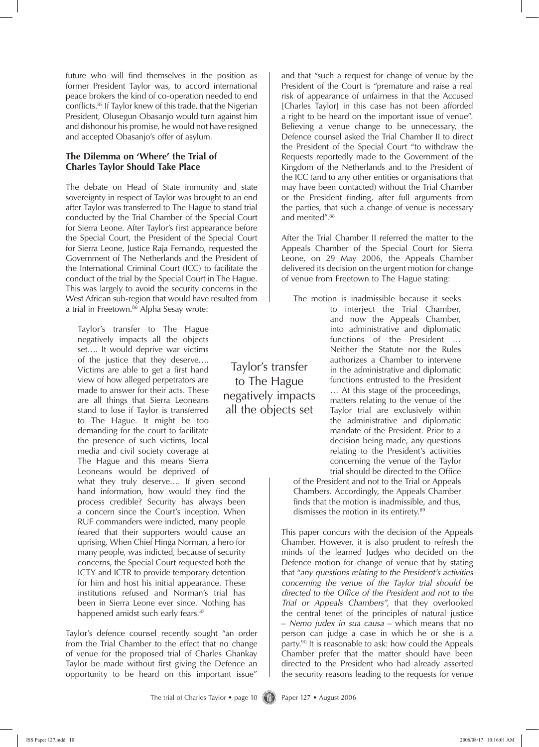future who will find themselves in the position as former President Taylor was, to accord international peace brokers the kind of co-operation needed to end conflicts.[85] If Taylor knew of this trade, that the Nigerian President, Olusegun Obasanjo would turn against him and dishonour his promise, he would not have resigned and accepted Obasanjo's offer of asylum.

**The Dilemma on 'Where' the Trial of Charles Taylor Should Take Place**

The debate on Head of State immunity and state sovereignty in respect of Taylor was brought to an end after Taylor was transferred to The Hague to stand trial conducted by the Trial Chamber of the Special Court for Sierra Leone. After Taylor's first appearance before the Special Court, the President of the Special Court for Sierra Leone, Justice Raja Fernando, requested the Government of The Netherlands and the President of the International Criminal Court (ICC) to facilitate the conduct of the trial by the Special Court in The Hague. This was largely to avoid the security concerns in the West African sub-region that would have resulted from a trial in Freetown.[86] Alpha Sesay wrote:

> Taylor's transfer to The Hague negatively impacts all the objects set…. It would deprive war victims of the justice that they deserve…. Victims are able to get a first hand view of how alleged perpetrators are made to answer for their acts. These are all things that Sierra Leoneans stand to lose if Taylor is transferred to The Hague. It might be too demanding for the court to facilitate the presence of such victims, local media and civil society coverage at The Hague and this means Sierra Leoneans would be deprived of what they truly deserve…. If given second hand information, how would they find the process credible? Security has always been a concern since the Court's inception. When RUF commanders were indicted, many people feared that their supporters would cause an uprising. When Chief Hinga Norman, a hero for many people, was indicted, because of security concerns, the Special Court requested both the ICTY and ICTR to provide temporary detention for him and host his initial appearance. These institutions refused and Norman's trial has been in Sierra Leone ever since. Nothing has happened amidst such early fears.[87]

Taylor's transfer to The Hague negatively impacts all the objects set

Taylor's defence counsel recently sought "an order from the Trial Chamber to the effect that no change of venue for the proposed trial of Charles Ghankay Taylor be made without first giving the Defence an opportunity to be heard on this important issue" and that "such a request for change of venue by the President of the Court is "premature and raise a real risk of appearance of unfairness in that the Accused [Charles Taylor] in this case has not been afforded a right to be heard on the important issue of venue". Believing a venue change to be unnecessary, the Defence counsel asked the Trial Chamber II to direct the President of the Special Court "to withdraw the Requests reportedly made to the Government of the Kingdom of the Netherlands and to the President of the ICC (and to any other entities or organisations that may have been contacted) without the Trial Chamber or the President finding, after full arguments from the parties, that such a change of venue is necessary and merited".[88]

After the Trial Chamber II referred the matter to the Appeals Chamber of the Special Court for Sierra Leone, on 29 May 2006, the Appeals Chamber delivered its decision on the urgent motion for change of venue from Freetown to The Hague stating:

> The motion is inadmissible because it seeks to interject the Trial Chamber, and now the Appeals Chamber, into administrative and diplomatic functions of the President … Neither the Statute nor the Rules authorizes a Chamber to intervene in the administrative and diplomatic functions entrusted to the President … At this stage of the proceedings, matters relating to the venue of the Taylor trial are exclusively within the administrative and diplomatic mandate of the President. Prior to a decision being made, any questions relating to the President's activities concerning the venue of the Taylor trial should be directed to the Office of the President and not to the Trial or Appeals Chambers. Accordingly, the Appeals Chamber finds that the motion is inadmissible, and thus, dismisses the motion in its entirety.[89]

This paper concurs with the decision of the Appeals Chamber. However, it is also prudent to refresh the minds of the learned Judges who decided on the Defence motion for change of venue that by stating that "*any questions relating to the President's activities concerning the venue of the Taylor trial should be directed to the Office of the President and not to the Trial or Appeals Chambers*", that they overlooked the central tenet of the principles of natural justice – *Nemo judex in sua causa* – which means that no person can judge a case in which he or she is a party.[90] It is reasonable to ask: how could the Appeals Chamber prefer that the matter should have been directed to the President who had already asserted the security reasons leading to the requests for venue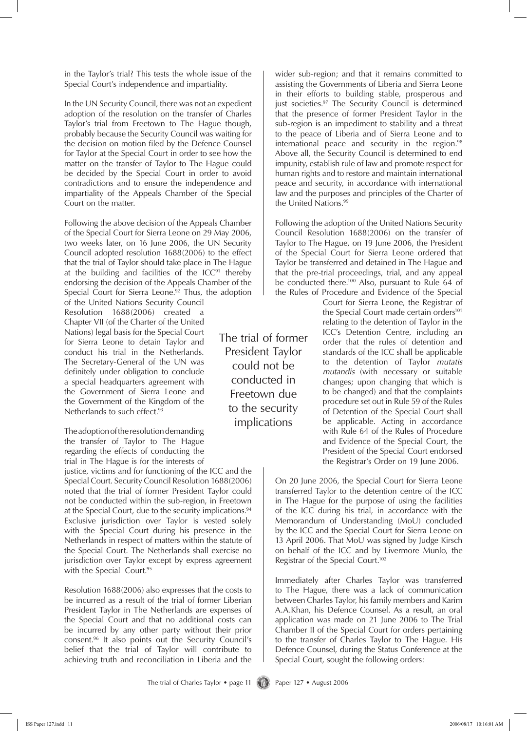in the Taylor's trial? This tests the whole issue of the Special Court's independence and impartiality.

In the UN Security Council, there was not an expedient adoption of the resolution on the transfer of Charles Taylor's trial from Freetown to The Hague though, probably because the Security Council was waiting for the decision on motion filed by the Defence Counsel for Taylor at the Special Court in order to see how the matter on the transfer of Taylor to The Hague could be decided by the Special Court in order to avoid contradictions and to ensure the independence and impartiality of the Appeals Chamber of the Special Court on the matter.

Following the above decision of the Appeals Chamber of the Special Court for Sierra Leone on 29 May 2006, two weeks later, on 16 June 2006, the UN Security Council adopted resolution 1688(2006) to the effect that the trial of Taylor should take place in The Hague at the building and facilities of the ICC[91] thereby endorsing the decision of the Appeals Chamber of the Special Court for Sierra Leone.[92] Thus, the adoption of the United Nations Security Council Resolution 1688(2006) created a Chapter VII (of the Charter of the United Nations) legal basis for the Special Court for Sierra Leone to detain Taylor and conduct his trial in the Netherlands. The Secretary-General of the UN was definitely under obligation to conclude a special headquarters agreement with the Government of Sierra Leone and the Government of the Kingdom of the Netherlands to such effect.[93]

The adoption of the resolution demanding the transfer of Taylor to The Hague regarding the effects of conducting the trial in The Hague is for the interests of justice, victims and for functioning of the ICC and the Special Court. Security Council Resolution 1688(2006) noted that the trial of former President Taylor could not be conducted within the sub-region, in Freetown at the Special Court, due to the security implications.[94] Exclusive jurisdiction over Taylor is vested solely with the Special Court during his presence in the Netherlands in respect of matters within the statute of the Special Court. The Netherlands shall exercise no jurisdiction over Taylor except by express agreement with the Special Court.[95]

Resolution 1688(2006) also expresses that the costs to be incurred as a result of the trial of former Liberian President Taylor in The Netherlands are expenses of the Special Court and that no additional costs can be incurred by any other party without their prior consent.[96] It also points out the Security Council's belief that the trial of Taylor will contribute to achieving truth and reconciliation in Liberia and the wider sub-region; and that it remains committed to assisting the Governments of Liberia and Sierra Leone in their efforts to building stable, prosperous and just societies.[97] The Security Council is determined that the presence of former President Taylor in the sub-region is an impediment to stability and a threat to the peace of Liberia and of Sierra Leone and to international peace and security in the region.[98] Above all, the Security Council is determined to end impunity, establish rule of law and promote respect for human rights and to restore and maintain international peace and security, in accordance with international law and the purposes and principles of the Charter of the United Nations.[99]

> The trial of former President Taylor could not be conducted in Freetown due to the security implications

Following the adoption of the United Nations Security Council Resolution 1688(2006) on the transfer of Taylor to The Hague, on 19 June 2006, the President of the Special Court for Sierra Leone ordered that Taylor be transferred and detained in The Hague and that the pre-trial proceedings, trial, and any appeal be conducted there.[100] Also, pursuant to Rule 64 of the Rules of Procedure and Evidence of the Special Court for Sierra Leone, the Registrar of the Special Court made certain orders[101] relating to the detention of Taylor in the ICC's Detention Centre, including an order that the rules of detention and standards of the ICC shall be applicable to the detention of Taylor *mutatis mutandis* (with necessary or suitable changes; upon changing that which is to be changed) and that the complaints procedure set out in Rule 59 of the Rules of Detention of the Special Court shall be applicable. Acting in accordance with Rule 64 of the Rules of Procedure and Evidence of the Special Court, the President of the Special Court endorsed the Registrar's Order on 19 June 2006.

On 20 June 2006, the Special Court for Sierra Leone transferred Taylor to the detention centre of the ICC in The Hague for the purpose of using the facilities of the ICC during his trial, in accordance with the Memorandum of Understanding (MoU) concluded by the ICC and the Special Court for Sierra Leone on 13 April 2006. That MoU was signed by Judge Kirsch on behalf of the ICC and by Livermore Munlo, the Registrar of the Special Court.[102]

Immediately after Charles Taylor was transferred to The Hague, there was a lack of communication between Charles Taylor, his family members and Karim A.A.Khan, his Defence Counsel. As a result, an oral application was made on 21 June 2006 to The Trial Chamber II of the Special Court for orders pertaining to the transfer of Charles Taylor to The Hague. His Defence Counsel, during the Status Conference at the Special Court, sought the following orders: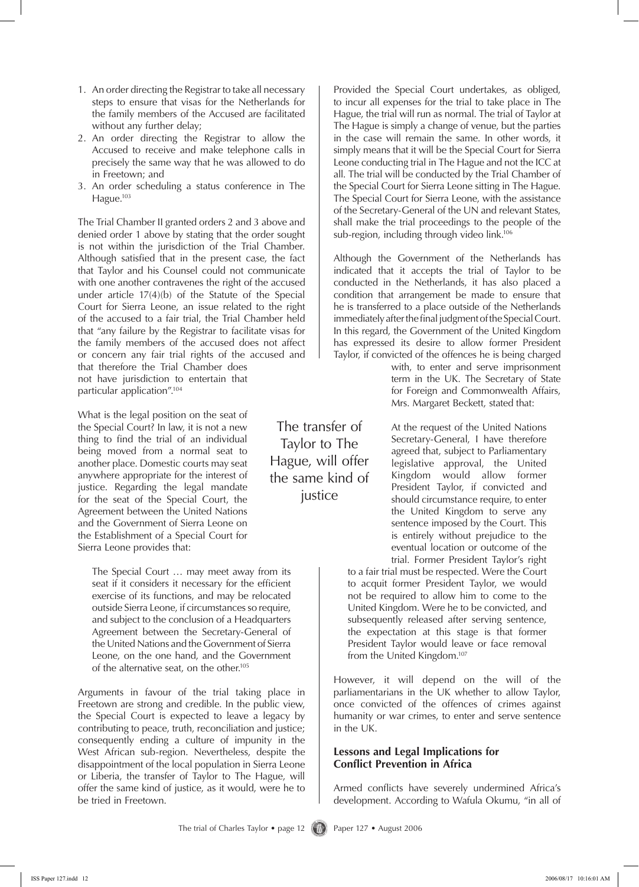1. An order directing the Registrar to take all necessary steps to ensure that visas for the Netherlands for the family members of the Accused are facilitated without any further delay;
2. An order directing the Registrar to allow the Accused to receive and make telephone calls in precisely the same way that he was allowed to do in Freetown; and
3. An order scheduling a status conference in The Hague.[103]

The Trial Chamber II granted orders 2 and 3 above and denied order 1 above by stating that the order sought is not within the jurisdiction of the Trial Chamber. Although satisfied that in the present case, the fact that Taylor and his Counsel could not communicate with one another contravenes the right of the accused under article 17(4)(b) of the Statute of the Special Court for Sierra Leone, an issue related to the right of the accused to a fair trial, the Trial Chamber held that "any failure by the Registrar to facilitate visas for the family members of the accused does not affect or concern any fair trial rights of the accused and that therefore the Trial Chamber does not have jurisdiction to entertain that particular application".[104]

What is the legal position on the seat of the Special Court? In law, it is not a new thing to find the trial of an individual being moved from a normal seat to another place. Domestic courts may seat anywhere appropriate for the interest of justice. Regarding the legal mandate for the seat of the Special Court, the Agreement between the United Nations and the Government of Sierra Leone on the Establishment of a Special Court for Sierra Leone provides that:

> The Special Court … may meet away from its seat if it considers it necessary for the efficient exercise of its functions, and may be relocated outside Sierra Leone, if circumstances so require, and subject to the conclusion of a Headquarters Agreement between the Secretary-General of the United Nations and the Government of Sierra Leone, on the one hand, and the Government of the alternative seat, on the other.[105]

Arguments in favour of the trial taking place in Freetown are strong and credible. In the public view, the Special Court is expected to leave a legacy by contributing to peace, truth, reconciliation and justice; consequently ending a culture of impunity in the West African sub-region. Nevertheless, despite the disappointment of the local population in Sierra Leone or Liberia, the transfer of Taylor to The Hague, will offer the same kind of justice, as it would, were he to be tried in Freetown.

> The transfer of Taylor to The Hague, will offer the same kind of justice

Provided the Special Court undertakes, as obliged, to incur all expenses for the trial to take place in The Hague, the trial will run as normal. The trial of Taylor at The Hague is simply a change of venue, but the parties in the case will remain the same. In other words, it simply means that it will be the Special Court for Sierra Leone conducting trial in The Hague and not the ICC at all. The trial will be conducted by the Trial Chamber of the Special Court for Sierra Leone sitting in The Hague. The Special Court for Sierra Leone, with the assistance of the Secretary-General of the UN and relevant States, shall make the trial proceedings to the people of the sub-region, including through video link.[106]

Although the Government of the Netherlands has indicated that it accepts the trial of Taylor to be conducted in the Netherlands, it has also placed a condition that arrangement be made to ensure that he is transferred to a place outside of the Netherlands immediately after the final judgment of the Special Court. In this regard, the Government of the United Kingdom has expressed its desire to allow former President Taylor, if convicted of the offences he is being charged with, to enter and serve imprisonment term in the UK. The Secretary of State for Foreign and Commonwealth Affairs, Mrs. Margaret Beckett, stated that:

> At the request of the United Nations Secretary-General, I have therefore agreed that, subject to Parliamentary legislative approval, the United Kingdom would allow former President Taylor, if convicted and should circumstance require, to enter the United Kingdom to serve any sentence imposed by the Court. This is entirely without prejudice to the eventual location or outcome of the trial. Former President Taylor's right to a fair trial must be respected. Were the Court to acquit former President Taylor, we would not be required to allow him to come to the United Kingdom. Were he to be convicted, and subsequently released after serving sentence, the expectation at this stage is that former President Taylor would leave or face removal from the United Kingdom.[107]

However, it will depend on the will of the parliamentarians in the UK whether to allow Taylor, once convicted of the offences of crimes against humanity or war crimes, to enter and serve sentence in the UK.

## Lessons and Legal Implications for Conflict Prevention in Africa

Armed conflicts have severely undermined Africa's development. According to Wafula Okumu, "in all of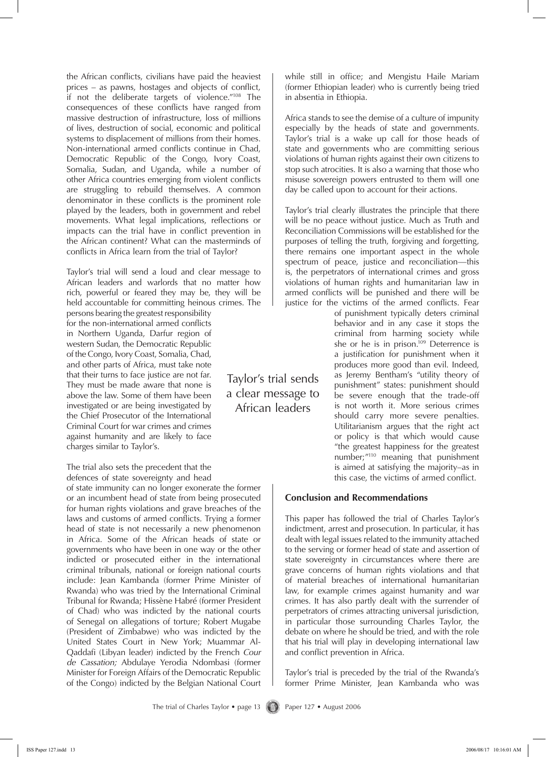the African conflicts, civilians have paid the heaviest prices – as pawns, hostages and objects of conflict, if not the deliberate targets of violence."[108] The consequences of these conflicts have ranged from massive destruction of infrastructure, loss of millions of lives, destruction of social, economic and political systems to displacement of millions from their homes. Non-international armed conflicts continue in Chad, Democratic Republic of the Congo, Ivory Coast, Somalia, Sudan, and Uganda, while a number of other Africa countries emerging from violent conflicts are struggling to rebuild themselves. A common denominator in these conflicts is the prominent role played by the leaders, both in government and rebel movements. What legal implications, reflections or impacts can the trial have in conflict prevention in the African continent? What can the masterminds of conflicts in Africa learn from the trial of Taylor?

Taylor's trial will send a loud and clear message to African leaders and warlords that no matter how rich, powerful or feared they may be, they will be held accountable for committing heinous crimes. The persons bearing the greatest responsibility for the non-international armed conflicts in Northern Uganda, Darfur region of western Sudan, the Democratic Republic of the Congo, Ivory Coast, Somalia, Chad, and other parts of Africa, must take note that their turns to face justice are not far. They must be made aware that none is above the law. Some of them have been investigated or are being investigated by the Chief Prosecutor of the International Criminal Court for war crimes and crimes against humanity and are likely to face charges similar to Taylor's.

Taylor's trial sends a clear message to African leaders

The trial also sets the precedent that the defences of state sovereignty and head of state immunity can no longer exonerate the former or an incumbent head of state from being prosecuted for human rights violations and grave breaches of the laws and customs of armed conflicts. Trying a former head of state is not necessarily a new phenomenon in Africa. Some of the African heads of state or governments who have been in one way or the other indicted or prosecuted either in the international criminal tribunals, national or foreign national courts include: Jean Kambanda (former Prime Minister of Rwanda) who was tried by the International Criminal Tribunal for Rwanda; Hissène Habré (former President of Chad) who was indicted by the national courts of Senegal on allegations of torture; Robert Mugabe (President of Zimbabwe) who was indicted by the United States Court in New York; Muammar Al-Qaddafi (Libyan leader) indicted by the French *Cour de Cassation;* Abdulaye Yerodia Ndombasi (former Minister for Foreign Affairs of the Democratic Republic of the Congo) indicted by the Belgian National Court while still in office; and Mengistu Haile Mariam (former Ethiopian leader) who is currently being tried in absentia in Ethiopia.

Africa stands to see the demise of a culture of impunity especially by the heads of state and governments. Taylor's trial is a wake up call for those heads of state and governments who are committing serious violations of human rights against their own citizens to stop such atrocities. It is also a warning that those who misuse sovereign powers entrusted to them will one day be called upon to account for their actions.

Taylor's trial clearly illustrates the principle that there will be no peace without justice. Much as Truth and Reconciliation Commissions will be established for the purposes of telling the truth, forgiving and forgetting, there remains one important aspect in the whole spectrum of peace, justice and reconciliation—this is, the perpetrators of international crimes and gross violations of human rights and humanitarian law in armed conflicts will be punished and there will be justice for the victims of the armed conflicts. Fear of punishment typically deters criminal behavior and in any case it stops the criminal from harming society while she or he is in prison.[109] Deterrence is a justification for punishment when it produces more good than evil. Indeed, as Jeremy Bentham's "utility theory of punishment" states: punishment should be severe enough that the trade-off is not worth it. More serious crimes should carry more severe penalties. Utilitarianism argues that the right act or policy is that which would cause "the greatest happiness for the greatest number;"[110] meaning that punishment is aimed at satisfying the majority–as in this case, the victims of armed conflict.

## Conclusion and Recommendations

This paper has followed the trial of Charles Taylor's indictment, arrest and prosecution. In particular, it has dealt with legal issues related to the immunity attached to the serving or former head of state and assertion of state sovereignty in circumstances where there are grave concerns of human rights violations and that of material breaches of international humanitarian law, for example crimes against humanity and war crimes. It has also partly dealt with the surrender of perpetrators of crimes attracting universal jurisdiction, in particular those surrounding Charles Taylor, the debate on where he should be tried, and with the role that his trial will play in developing international law and conflict prevention in Africa.

Taylor's trial is preceded by the trial of the Rwanda's former Prime Minister, Jean Kambanda who was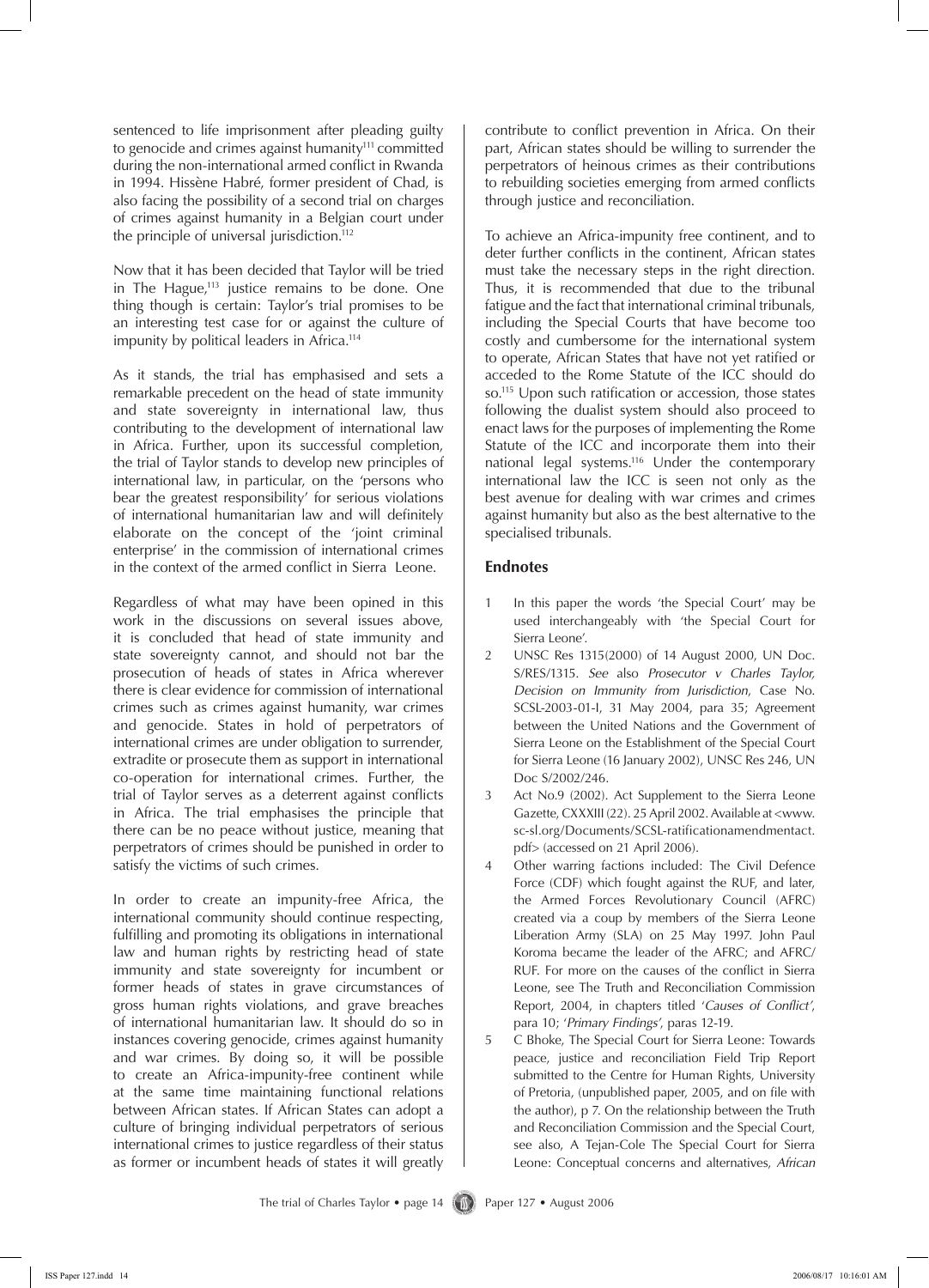sentenced to life imprisonment after pleading guilty to genocide and crimes against humanity[111] committed during the non-international armed conflict in Rwanda in 1994. Hissène Habré, former president of Chad, is also facing the possibility of a second trial on charges of crimes against humanity in a Belgian court under the principle of universal jurisdiction.[112]

Now that it has been decided that Taylor will be tried in The Hague,[113] justice remains to be done. One thing though is certain: Taylor's trial promises to be an interesting test case for or against the culture of impunity by political leaders in Africa.[114]

As it stands, the trial has emphasised and sets a remarkable precedent on the head of state immunity and state sovereignty in international law, thus contributing to the development of international law in Africa. Further, upon its successful completion, the trial of Taylor stands to develop new principles of international law, in particular, on the 'persons who bear the greatest responsibility' for serious violations of international humanitarian law and will definitely elaborate on the concept of the 'joint criminal enterprise' in the commission of international crimes in the context of the armed conflict in Sierra Leone.

Regardless of what may have been opined in this work in the discussions on several issues above, it is concluded that head of state immunity and state sovereignty cannot, and should not bar the prosecution of heads of states in Africa wherever there is clear evidence for commission of international crimes such as crimes against humanity, war crimes and genocide. States in hold of perpetrators of international crimes are under obligation to surrender, extradite or prosecute them as support in international co-operation for international crimes. Further, the trial of Taylor serves as a deterrent against conflicts in Africa. The trial emphasises the principle that there can be no peace without justice, meaning that perpetrators of crimes should be punished in order to satisfy the victims of such crimes.

In order to create an impunity-free Africa, the international community should continue respecting, fulfilling and promoting its obligations in international law and human rights by restricting head of state immunity and state sovereignty for incumbent or former heads of states in grave circumstances of gross human rights violations, and grave breaches of international humanitarian law. It should do so in instances covering genocide, crimes against humanity and war crimes. By doing so, it will be possible to create an Africa-impunity-free continent while at the same time maintaining functional relations between African states. If African States can adopt a culture of bringing individual perpetrators of serious international crimes to justice regardless of their status as former or incumbent heads of states it will greatly contribute to conflict prevention in Africa. On their part, African states should be willing to surrender the perpetrators of heinous crimes as their contributions to rebuilding societies emerging from armed conflicts through justice and reconciliation.

To achieve an Africa-impunity free continent, and to deter further conflicts in the continent, African states must take the necessary steps in the right direction. Thus, it is recommended that due to the tribunal fatigue and the fact that international criminal tribunals, including the Special Courts that have become too costly and cumbersome for the international system to operate, African States that have not yet ratified or acceded to the Rome Statute of the ICC should do so.[115] Upon such ratification or accession, those states following the dualist system should also proceed to enact laws for the purposes of implementing the Rome Statute of the ICC and incorporate them into their national legal systems.[116] Under the contemporary international law the ICC is seen not only as the best avenue for dealing with war crimes and crimes against humanity but also as the best alternative to the specialised tribunals.

## Endnotes

1. In this paper the words 'the Special Court' may be used interchangeably with 'the Special Court for Sierra Leone'.
2. UNSC Res 1315(2000) of 14 August 2000, UN Doc. S/RES/1315. *See* also *Prosecutor v Charles Taylor, Decision on Immunity from Jurisdiction*, Case No. SCSL-2003-01-I, 31 May 2004, para 35; Agreement between the United Nations and the Government of Sierra Leone on the Establishment of the Special Court for Sierra Leone (16 January 2002), UNSC Res 246, UN Doc S/2002/246.
3. Act No.9 (2002). Act Supplement to the Sierra Leone Gazette, CXXXIII (22). 25 April 2002. Available at <www.sc-sl.org/Documents/SCSL-ratificationamendmentact.pdf> (accessed on 21 April 2006).
4. Other warring factions included: The Civil Defence Force (CDF) which fought against the RUF, and later, the Armed Forces Revolutionary Council (AFRC) created via a coup by members of the Sierra Leone Liberation Army (SLA) on 25 May 1997. John Paul Koroma became the leader of the AFRC; and AFRC/RUF. For more on the causes of the conflict in Sierra Leone, see The Truth and Reconciliation Commission Report, 2004, in chapters titled '*Causes of Conflict'*, para 10; '*Primary Findings'*, paras 12-19.
5. C Bhoke, The Special Court for Sierra Leone: Towards peace, justice and reconciliation Field Trip Report submitted to the Centre for Human Rights, University of Pretoria, (unpublished paper, 2005, and on file with the author), p 7. On the relationship between the Truth and Reconciliation Commission and the Special Court, see also, A Tejan-Cole The Special Court for Sierra Leone: Conceptual concerns and alternatives, *African*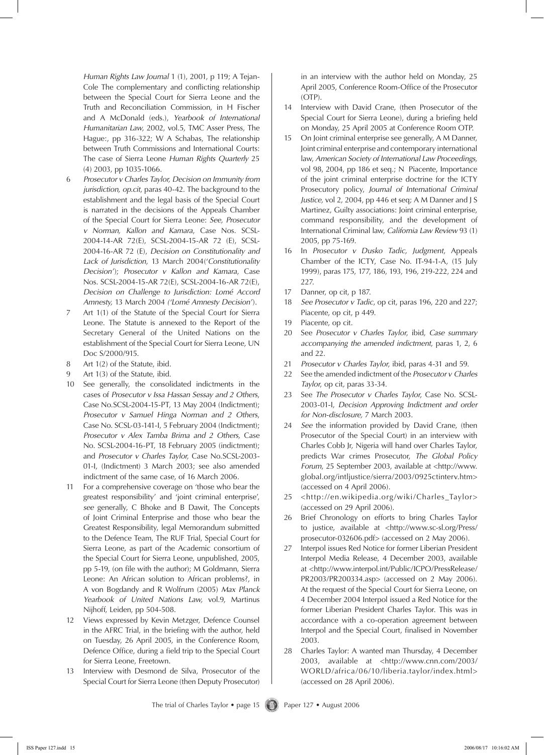*Human Rights Law Journal* 1 (1), 2001, p 119; A Tejan-Cole The complementary and conflicting relationship between the Special Court for Sierra Leone and the Truth and Reconciliation Commission, in H Fischer and A McDonald (eds.), *Yearbook of International Humanitarian Law*, 2002, vol.5, TMC Asser Press, The Hague:, pp 316-322; W A Schabas, The relationship between Truth Commissions and International Courts: The case of Sierra Leone *Human Rights Quarterly* 25 (4) 2003, pp 1035-1066.

6 *Prosecutor v Charles Taylor, Decision on Immunity from jurisdiction, op.cit*, paras 40-42. The background to the establishment and the legal basis of the Special Court is narrated in the decisions of the Appeals Chamber of the Special Court for Sierra Leone: *See, Prosecutor v Norman, Kallon and Kamara*, Case Nos. SCSL-2004-14-AR 72(E), SCSL-2004-15-AR 72 (E), SCSL-2004-16-AR 72 (E), *Decision on Constitutionality and Lack of Jurisdiction*, 13 March 2004('*Constitutionality Decision*'); *Prosecutor v Kallon and Kamara*, Case Nos. SCSL-2004-15-AR 72(E), SCSL-2004-16-AR 72(E), *Decision on Challenge to Jurisdiction: Lomé Accord Amnesty,* 13 March 2004 *('Lomé Amnesty Decision'*).

7 Art 1(1) of the Statute of the Special Court for Sierra Leone. The Statute is annexed to the Report of the Secretary General of the United Nations on the establishment of the Special Court for Sierra Leone, UN Doc S/2000/915.

8 Art 1(2) of the Statute, ibid.

9 Art 1(3) of the Statute, ibid.

10 See generally, the consolidated indictments in the cases of *Prosecutor v Issa Hassan Sessay and 2 Others*, Case No.SCSL-2004-15-PT, 13 May 2004 (Indictment); *Prosecutor v Samuel Hinga Norman and 2 Others*, Case No. SCSL-03-141-I, 5 February 2004 (Indictment); *Prosecutor v Alex Tamba Brima and 2 Others,* Case No. SCSL-2004-16-PT, 18 February 2005 (indictment); and *Prosecutor v Charles Taylor,* Case No.SCSL-2003-01-I, (Indictment) 3 March 2003; see also amended indictment of the same case, of 16 March 2006.

11 For a comprehensive coverage on 'those who bear the greatest responsibility' and 'joint criminal enterprise', *see* generally, C Bhoke and B Dawit, The Concepts of Joint Criminal Enterprise and those who bear the Greatest Responsibility, legal Memorandum submitted to the Defence Team, The RUF Trial, Special Court for Sierra Leone, as part of the Academic consortium of the Special Court for Sierra Leone, unpublished, 2005, pp 5-19, (on file with the author); M Goldmann, Sierra Leone: An African solution to African problems?, in A von Bogdandy and R Wolfrum (2005) *Max Planck Yearbook of United Nations Law,* vol.9, Martinus Nijhoff, Leiden, pp 504-508.

12 Views expressed by Kevin Metzger, Defence Counsel in the AFRC Trial, in the briefing with the author, held on Tuesday, 26 April 2005, in the Conference Room, Defence Office, during a field trip to the Special Court for Sierra Leone, Freetown.

13 Interview with Desmond de Silva, Prosecutor of the Special Court for Sierra Leone (then Deputy Prosecutor) in an interview with the author held on Monday, 25 April 2005, Conference Room-Office of the Prosecutor (OTP).

14 Interview with David Crane, (then Prosecutor of the Special Court for Sierra Leone), during a briefing held on Monday, 25 April 2005 at Conference Room OTP.

15 On Joint criminal enterprise see generally, A M Danner, Joint criminal enterprise and contemporary international law, *American Society of International Law Proceedings,* vol 98, 2004, pp 186 et seq.; N Piacente, Importance of the joint criminal enterprise doctrine for the ICTY Prosecutory policy, *Journal of International Criminal Justice,* vol 2, 2004, pp 446 et seq; A M Danner and J S Martinez, Guilty associations: Joint criminal enterprise, command responsibility, and the development of International Criminal law, *California Law Review* 93 (1) 2005, pp 75-169.

16 In *Prosecutor v Dusko Tadic, Judgment*, Appeals Chamber of the ICTY, Case No. IT-94-1-A, (15 July 1999), paras 175, 177, 186, 193, 196, 219-222, 224 and 227.

17 Danner, op cit, p 187.

18 *See Prosecutor v Tadic*, op cit, paras 196, 220 and 227; Piacente, op cit, p 449.

19 Piacente, op cit.

20 See *Prosecutor v Charles Taylor,* ibid, *Case summary accompanying the amended indictment,* paras 1, 2, 6 and 22.

21 *Prosecutor v Charles Taylor,* ibid, paras 4-31 and 59.

22 See the amended indictment of the *Prosecutor v Charles Taylor,* op cit, paras 33-34.

23 See *The Prosecutor v Charles Taylor,* Case No. SCSL-2003-01-I, *Decision Approving Indictment and order for Non-disclosure,* 7 March 2003.

24 *See* the information provided by David Crane, (then Prosecutor of the Special Court) in an interview with Charles Cobb Jr, Nigeria will hand over Charles Taylor, predicts War crimes Prosecutor, *The Global Policy Forum,* 25 September 2003, available at <http://www.global.org/intljustice/sierra/2003/0925ctinterv.htm> (accessed on 4 April 2006).

25 <http://en.wikipedia.org/wiki/Charles_Taylor> (accessed on 29 April 2006).

26 Brief Chronology on efforts to bring Charles Taylor to justice, available at <http://www.sc-sl.org/Press/prosecutor-032606.pdf> (accessed on 2 May 2006).

27 Interpol issues Red Notice for former Liberian President Interpol Media Release, 4 December 2003, available at <http://www.interpol.int/Public/ICPO/PressRelease/PR2003/PR200334.asp> (accessed on 2 May 2006). At the request of the Special Court for Sierra Leone, on 4 December 2004 Interpol issued a Red Notice for the former Liberian President Charles Taylor. This was in accordance with a co-operation agreement between Interpol and the Special Court, finalised in November 2003.

28 Charles Taylor: A wanted man Thursday, 4 December 2003, available at <http://www.cnn.com/2003/WORLD/africa/06/10/liberia.taylor/index.html> (accessed on 28 April 2006).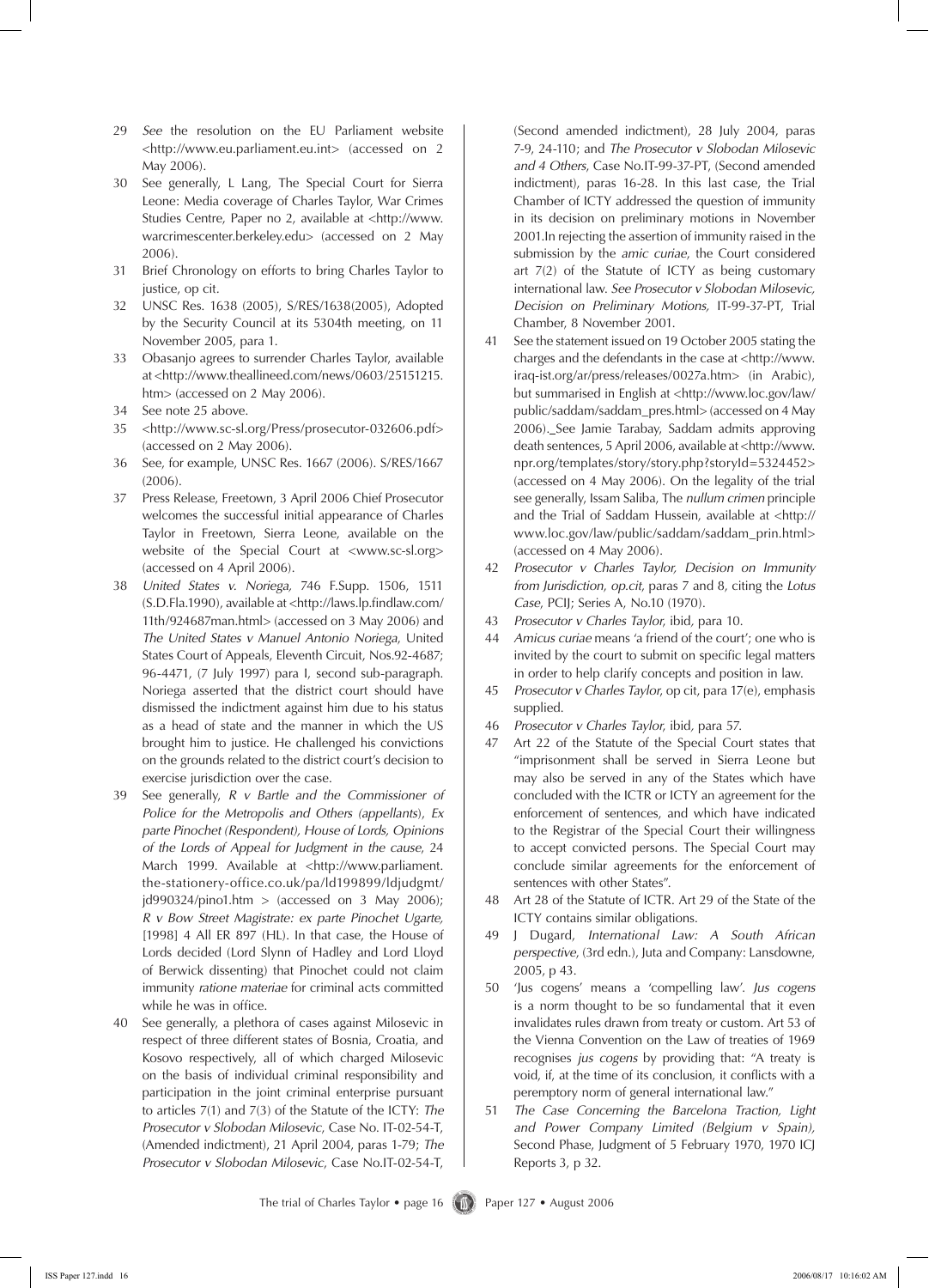29 *See* the resolution on the EU Parliament website <http://www.eu.parliament.eu.int> (accessed on 2 May 2006).

30 See generally, L Lang, The Special Court for Sierra Leone: Media coverage of Charles Taylor, War Crimes Studies Centre, Paper no 2, available at <http://www.warcrimescenter.berkeley.edu> (accessed on 2 May 2006).

31 Brief Chronology on efforts to bring Charles Taylor to justice, op cit.

32 UNSC Res. 1638 (2005), S/RES/1638(2005), Adopted by the Security Council at its 5304th meeting, on 11 November 2005, para 1.

33 Obasanjo agrees to surrender Charles Taylor, available at <http://www.theallineed.com/news/0603/25151215.htm> (accessed on 2 May 2006).

34 See note 25 above.

35 <http://www.sc-sl.org/Press/prosecutor-032606.pdf> (accessed on 2 May 2006).

36 See, for example, UNSC Res. 1667 (2006). S/RES/1667 (2006).

37 Press Release, Freetown, 3 April 2006 Chief Prosecutor welcomes the successful initial appearance of Charles Taylor in Freetown, Sierra Leone, available on the website of the Special Court at <www.sc-sl.org> (accessed on 4 April 2006).

38 *United States v. Noriega,* 746 F.Supp. 1506, 1511 (S.D.Fla.1990), available at <http://laws.lp.findlaw.com/11th/924687man.html> (accessed on 3 May 2006) and *The United States v Manuel Antonio Noriega*, United States Court of Appeals, Eleventh Circuit, Nos.92-4687; 96-4471, (7 July 1997) para I, second sub-paragraph. Noriega asserted that the district court should have dismissed the indictment against him due to his status as a head of state and the manner in which the US brought him to justice. He challenged his convictions on the grounds related to the district court's decision to exercise jurisdiction over the case.

39 See generally, *R v Bartle and the Commissioner of Police for the Metropolis and Others (appellants)*, *Ex parte Pinochet (Respondent), House of Lords, Opinions of the Lords of Appeal for Judgment in the cause*, 24 March 1999. Available at <http://www.parliament.the-stationery-office.co.uk/pa/ld199899/ldjudgmt/jd990324/pino1.htm > (accessed on 3 May 2006); *R v Bow Street Magistrate: ex parte Pinochet Ugarte,* [1998] 4 All ER 897 (HL). In that case, the House of Lords decided (Lord Slynn of Hadley and Lord Lloyd of Berwick dissenting) that Pinochet could not claim immunity *ratione materiae* for criminal acts committed while he was in office.

40 See generally, a plethora of cases against Milosevic in respect of three different states of Bosnia, Croatia, and Kosovo respectively, all of which charged Milosevic on the basis of individual criminal responsibility and participation in the joint criminal enterprise pursuant to articles 7(1) and 7(3) of the Statute of the ICTY: *The Prosecutor v Slobodan Milosevic*, Case No. IT-02-54-T, (Amended indictment), 21 April 2004, paras 1-79; *The Prosecutor v Slobodan Milosevic*, Case No.IT-02-54-T, (Second amended indictment), 28 July 2004, paras 7-9, 24-110; and *The Prosecutor v Slobodan Milosevic and 4 Others*, Case No.IT-99-37-PT, (Second amended indictment), paras 16-28. In this last case, the Trial Chamber of ICTY addressed the question of immunity in its decision on preliminary motions in November 2001.In rejecting the assertion of immunity raised in the submission by the *amic curiae*, the Court considered art 7(2) of the Statute of ICTY as being customary international law. *See Prosecutor v Slobodan Milosevic, Decision on Preliminary Motions,* IT-99-37-PT, Trial Chamber, 8 November 2001.

41 See the statement issued on 19 October 2005 stating the charges and the defendants in the case at <http://www.iraq-ist.org/ar/press/releases/0027a.htm> (in Arabic), but summarised in English at <http://www.loc.gov/law/public/saddam/saddam_pres.html> (accessed on 4 May 2006). See Jamie Tarabay, Saddam admits approving death sentences, 5 April 2006, available at <http://www.npr.org/templates/story/story.php?storyId=5324452> (accessed on 4 May 2006). On the legality of the trial see generally, Issam Saliba, The *nullum crimen* principle and the Trial of Saddam Hussein, available at <http://www.loc.gov/law/public/saddam/saddam_prin.html> (accessed on 4 May 2006).

42 *Prosecutor v Charles Taylor, Decision on Immunity from Jurisdiction, op.cit*, paras 7 and 8, citing the *Lotus Case*, PCIJ; Series A, No.10 (1970).

43 *Prosecutor v Charles Taylor*, ibid, para 10.

44 *Amicus curiae* means 'a friend of the court'; one who is invited by the court to submit on specific legal matters in order to help clarify concepts and position in law.

45 *Prosecutor v Charles Taylor*, op cit, para 17(e), emphasis supplied.

46 *Prosecutor v Charles Taylor*, ibid, para 57.

47 Art 22 of the Statute of the Special Court states that "imprisonment shall be served in Sierra Leone but may also be served in any of the States which have concluded with the ICTR or ICTY an agreement for the enforcement of sentences, and which have indicated to the Registrar of the Special Court their willingness to accept convicted persons. The Special Court may conclude similar agreements for the enforcement of sentences with other States".

48 Art 28 of the Statute of ICTR. Art 29 of the State of the ICTY contains similar obligations.

49 J Dugard, *International Law: A South African perspective*, (3rd edn.), Juta and Company: Lansdowne, 2005, p 43.

50 'Jus cogens' means a 'compelling law'. *Jus cogens* is a norm thought to be so fundamental that it even invalidates rules drawn from treaty or custom. Art 53 of the Vienna Convention on the Law of treaties of 1969 recognises *jus cogens* by providing that: "A treaty is void, if, at the time of its conclusion, it conflicts with a peremptory norm of general international law."

51 *The Case Concerning the Barcelona Traction, Light and Power Company Limited (Belgium v Spain),* Second Phase, Judgment of 5 February 1970, 1970 ICJ Reports 3, p 32.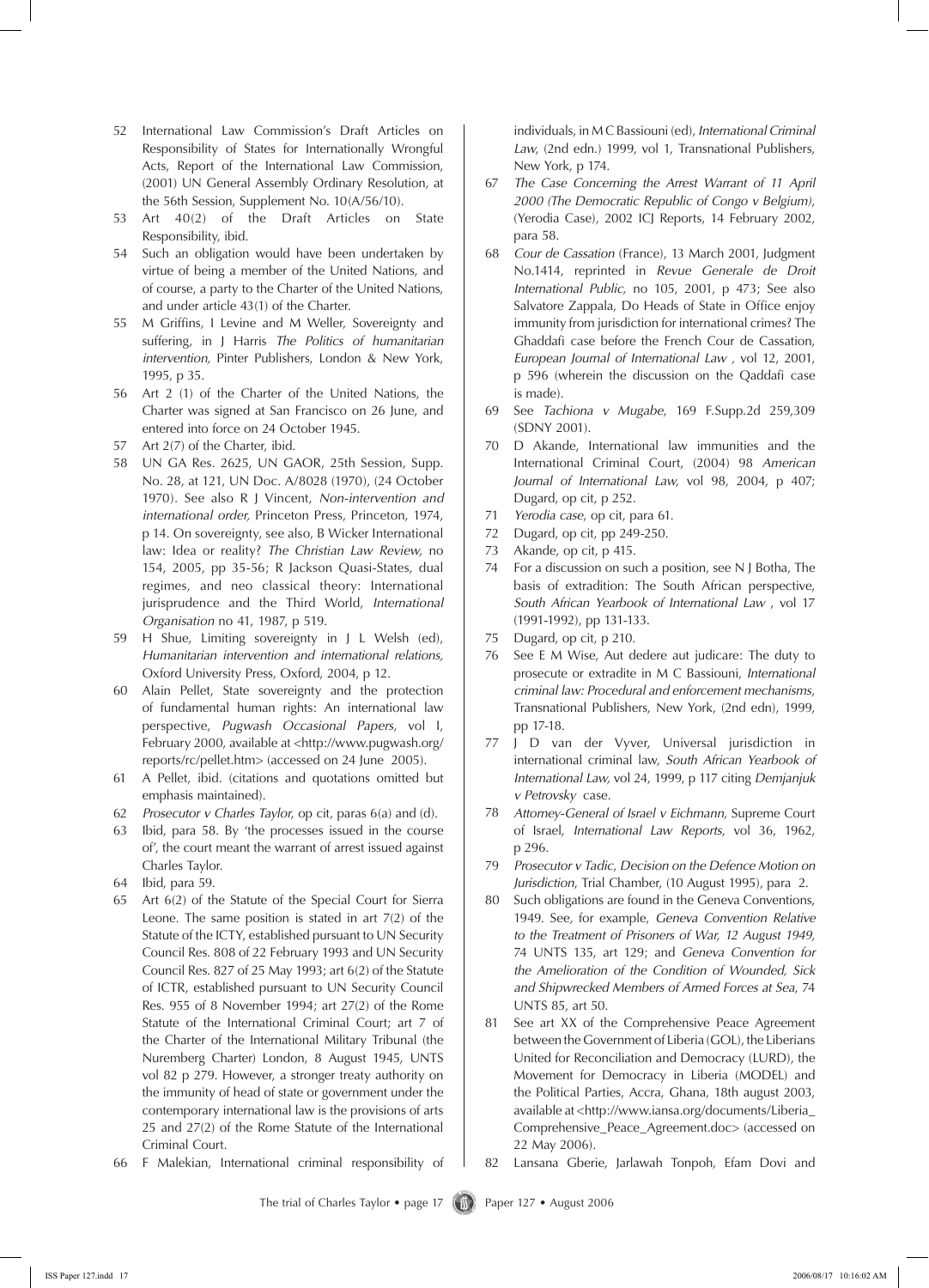52 International Law Commission's Draft Articles on Responsibility of States for Internationally Wrongful Acts, Report of the International Law Commission, (2001) UN General Assembly Ordinary Resolution, at the 56th Session, Supplement No. 10(A/56/10).

53 Art 40(2) of the Draft Articles on State Responsibility, ibid.

54 Such an obligation would have been undertaken by virtue of being a member of the United Nations, and of course, a party to the Charter of the United Nations, and under article 43(1) of the Charter.

55 M Griffins, I Levine and M Weller, Sovereignty and suffering, in J Harris *The Politics of humanitarian intervention,* Pinter Publishers, London & New York, 1995, p 35.

56 Art 2 (1) of the Charter of the United Nations, the Charter was signed at San Francisco on 26 June, and entered into force on 24 October 1945.

57 Art 2(7) of the Charter, ibid.

58 UN GA Res. 2625, UN GAOR, 25th Session, Supp. No. 28, at 121, UN Doc. A/8028 (1970), (24 October 1970). See also R J Vincent, *Non-intervention and international order,* Princeton Press, Princeton, 1974, p 14. On sovereignty, see also, B Wicker International law: Idea or reality? *The Christian Law Review,* no 154, 2005, pp 35-56; R Jackson Quasi-States, dual regimes, and neo classical theory: International jurisprudence and the Third World, *International Organisation* no 41, 1987, p 519.

59 H Shue, Limiting sovereignty in J L Welsh (ed), *Humanitarian intervention and international relations,* Oxford University Press, Oxford, 2004, p 12.

60 Alain Pellet, State sovereignty and the protection of fundamental human rights: An international law perspective, *Pugwash Occasional Papers*, vol I, February 2000, available at <http://www.pugwash.org/reports/rc/pellet.htm> (accessed on 24 June 2005).

61 A Pellet, ibid. (citations and quotations omitted but emphasis maintained).

62 *Prosecutor v Charles Taylor,* op cit, paras 6(a) and (d).

63 Ibid, para 58. By 'the processes issued in the course of', the court meant the warrant of arrest issued against Charles Taylor.

64 Ibid, para 59.

65 Art 6(2) of the Statute of the Special Court for Sierra Leone. The same position is stated in art 7(2) of the Statute of the ICTY, established pursuant to UN Security Council Res. 808 of 22 February 1993 and UN Security Council Res. 827 of 25 May 1993; art 6(2) of the Statute of ICTR, established pursuant to UN Security Council Res. 955 of 8 November 1994; art 27(2) of the Rome Statute of the International Criminal Court; art 7 of the Charter of the International Military Tribunal (the Nuremberg Charter) London, 8 August 1945, UNTS vol 82 p 279. However, a stronger treaty authority on the immunity of head of state or government under the contemporary international law is the provisions of arts 25 and 27(2) of the Rome Statute of the International Criminal Court.

66 F Malekian, International criminal responsibility of individuals, in M C Bassiouni (ed), *International Criminal Law,* (2nd edn.) 1999, vol 1, Transnational Publishers, New York, p 174.

67 *The Case Concerning the Arrest Warrant of 11 April 2000 (The Democratic Republic of Congo v Belgium),* (Yerodia Case), 2002 ICJ Reports, 14 February 2002, para 58.

68 *Cour de Cassation* (France), 13 March 2001, Judgment No.1414, reprinted in *Revue Generale de Droit International Public,* no 105, 2001, p 473; See also Salvatore Zappala, Do Heads of State in Office enjoy immunity from jurisdiction for international crimes? The Ghaddafi case before the French Cour de Cassation, *European Journal of International Law* , vol 12, 2001, p 596 (wherein the discussion on the Qaddafi case is made).

69 See *Tachiona v Mugabe*, 169 F.Supp.2d 259,309 (SDNY 2001).

70 D Akande, International law immunities and the International Criminal Court, (2004) 98 *American Journal of International Law,* vol 98, 2004, p 407; Dugard, op cit, p 252.

71 *Yerodia case*, op cit, para 61.

72 Dugard, op cit, pp 249-250.

73 Akande, op cit, p 415.

74 For a discussion on such a position, see N J Botha, The basis of extradition: The South African perspective, *South African Yearbook of International Law* , vol 17 (1991-1992), pp 131-133.

75 Dugard, op cit, p 210.

76 See E M Wise, Aut dedere aut judicare: The duty to prosecute or extradite in M C Bassiouni, *International criminal law: Procedural and enforcement mechanisms,* Transnational Publishers, New York, (2nd edn), 1999, pp 17-18.

77 J D van der Vyver, Universal jurisdiction in international criminal law, *South African Yearbook of International Law,* vol 24, 1999, p 117 citing *Demjanjuk v Petrovsky* case.

78 *Attorney-General of Israel v Eichmann,* Supreme Court of Israel, *International Law Reports*, vol 36, 1962, p 296.

79 *Prosecutor v Tadic, Decision on the Defence Motion on Jurisdiction*, Trial Chamber, (10 August 1995), para 2.

80 Such obligations are found in the Geneva Conventions, 1949. See, for example, *Geneva Convention Relative to the Treatment of Prisoners of War, 12 August 1949,* 74 UNTS 135, art 129; and *Geneva Convention for the Amelioration of the Condition of Wounded, Sick and Shipwrecked Members of Armed Forces at Sea*, 74 UNTS 85, art 50.

81 See art XX of the Comprehensive Peace Agreement between the Government of Liberia (GOL), the Liberians United for Reconciliation and Democracy (LURD), the Movement for Democracy in Liberia (MODEL) and the Political Parties, Accra, Ghana, 18th august 2003, available at <http://www.iansa.org/documents/Liberia_Comprehensive_Peace_Agreement.doc> (accessed on 22 May 2006).

82 Lansana Gberie, Jarlawah Tonpoh, Efam Dovi and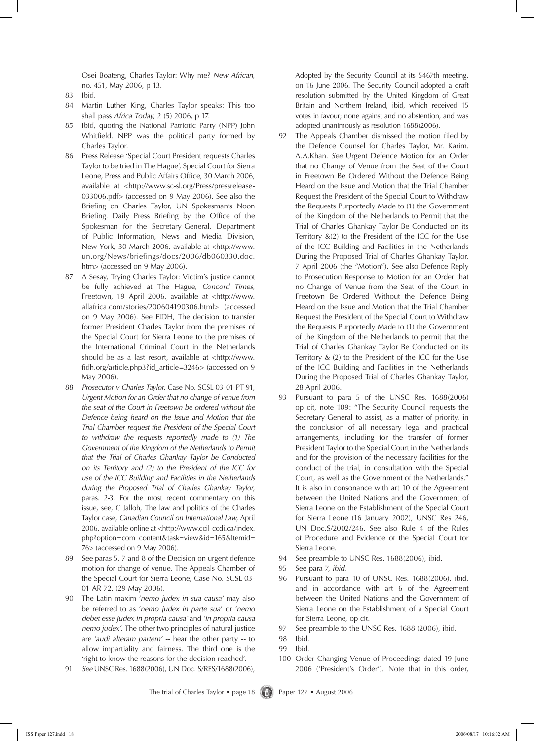Osei Boateng, Charles Taylor: Why me? *New African,* no. 451, May 2006, p 13.

83 Ibid.

84 Martin Luther King, Charles Taylor speaks: This too shall pass *Africa Today,* 2 (5) 2006, p 17.

85 Ibid, quoting the National Patriotic Party (NPP) John Whitfield. NPP was the political party formed by Charles Taylor.

86 Press Release 'Special Court President requests Charles Taylor to be tried in The Hague', Special Court for Sierra Leone, Press and Public Affairs Office, 30 March 2006, available at <http://www.sc-sl.org/Press/pressrelease-033006.pdf> (accessed on 9 May 2006). See also the Briefing on Charles Taylor, UN Spokesman's Noon Briefing. Daily Press Briefing by the Office of the Spokesman for the Secretary-General, Department of Public Information, News and Media Division, New York, 30 March 2006, available at <http://www.un.org/News/briefings/docs/2006/db060330.doc.htm> (accessed on 9 May 2006).

87 A Sesay, Trying Charles Taylor: Victim's justice cannot be fully achieved at The Hague, *Concord Times,* Freetown, 19 April 2006, available at <http://www.allafrica.com/stories/200604190306.html> (accessed on 9 May 2006). See FIDH, The decision to transfer former President Charles Taylor from the premises of the Special Court for Sierra Leone to the premises of the International Criminal Court in the Netherlands should be as a last resort, available at <http://www.fidh.org/article.php3?id_article=3246> (accessed on 9 May 2006).

88 *Prosecutor v Charles Taylor,* Case No. SCSL-03-01-PT-91, *Urgent Motion for an Order that no change of venue from the seat of the Court in Freetown be ordered without the Defence being heard on the issue and Motion that the Trial Chamber request the President of the Special Court to withdraw the requests reportedly made to (1) The Government of the Kingdom of the Netherlands to Permit that the Trial of Charles Ghankay Taylor be Conducted on its Territory and (2) to the President of the ICC for use of the ICC Building and Facilities in the Netherlands during the Proposed Trial of Charles Ghankay Taylor,* paras. 2-3. For the most recent commentary on this issue, see, C Jalloh, The law and politics of the Charles Taylor case, *Canadian Council on International Law,* April 2006, available online at <http;//www.ccil-ccdi.ca/index.php?option=com_content&task=view&id=165&Itemid=76> (accessed on 9 May 2006).

89 See paras 5, 7 and 8 of the Decision on urgent defence motion for change of venue, The Appeals Chamber of the Special Court for Sierra Leone, Case No. SCSL-03-01-AR 72, (29 May 2006).

90 The Latin maxim '*nemo judex in sua causa'* may also be referred to as '*nemo judex in parte sua*' or '*nemo debet esse judex in propria causa'* and '*in propria causa nemo judex'*. The other two principles of natural justice are '*audi alteram partem'* -- hear the other party -- to allow impartiality and fairness. The third one is the 'right to know the reasons for the decision reached'.

91 *See* UNSC Res. 1688(2006), UN Doc. S/RES/1688(2006), Adopted by the Security Council at its 5467th meeting, on 16 June 2006. The Security Council adopted a draft resolution submitted by the United Kingdom of Great Britain and Northern Ireland, ibid, which received 15 votes in favour; none against and no abstention, and was adopted unanimously as resolution 1688(2006).

92 The Appeals Chamber dismissed the motion filed by the Defence Counsel for Charles Taylor, Mr. Karim. A.A.Khan. *See* Urgent Defence Motion for an Order that no Change of Venue from the Seat of the Court in Freetown Be Ordered Without the Defence Being Heard on the Issue and Motion that the Trial Chamber Request the President of the Special Court to Withdraw the Requests Purportedly Made to (1) the Government of the Kingdom of the Netherlands to Permit that the Trial of Charles Ghankay Taylor Be Conducted on its Territory &(2) to the President of the ICC for the Use of the ICC Building and Facilities in the Netherlands During the Proposed Trial of Charles Ghankay Taylor, 7 April 2006 (the "Motion"). See also Defence Reply to Prosecution Response to Motion for an Order that no Change of Venue from the Seat of the Court in Freetown Be Ordered Without the Defence Being Heard on the Issue and Motion that the Trial Chamber Request the President of the Special Court to Withdraw the Requests Purportedly Made to (1) the Government of the Kingdom of the Netherlands to permit that the Trial of Charles Ghankay Taylor Be Conducted on its Territory & (2) to the President of the ICC for the Use of the ICC Building and Facilities in the Netherlands During the Proposed Trial of Charles Ghankay Taylor, 28 April 2006.

93 Pursuant to para 5 of the UNSC Res. 1688(2006) op cit, note 109: "The Security Council requests the Secretary-General to assist, as a matter of priority, in the conclusion of all necessary legal and practical arrangements, including for the transfer of former President Taylor to the Special Court in the Netherlands and for the provision of the necessary facilities for the conduct of the trial, in consultation with the Special Court, as well as the Government of the Netherlands." It is also in consonance with art 10 of the Agreement between the United Nations and the Government of Sierra Leone on the Establishment of the Special Court for Sierra Leone (16 January 2002), UNSC Res 246, UN Doc.S/2002/246. See also Rule 4 of the Rules of Procedure and Evidence of the Special Court for Sierra Leone.

94 See preamble to UNSC Res. 1688(2006), ibid.

95 See para 7, *ibid*.

96 Pursuant to para 10 of UNSC Res. 1688(2006), ibid, and in accordance with art 6 of the Agreement between the United Nations and the Government of Sierra Leone on the Establishment of a Special Court for Sierra Leone, op cit.

97 See preamble to the UNSC Res. 1688 (2006), ibid.

98 Ibid.

99 Ibid.

100 Order Changing Venue of Proceedings dated 19 June 2006 ('President's Order'). Note that in this order,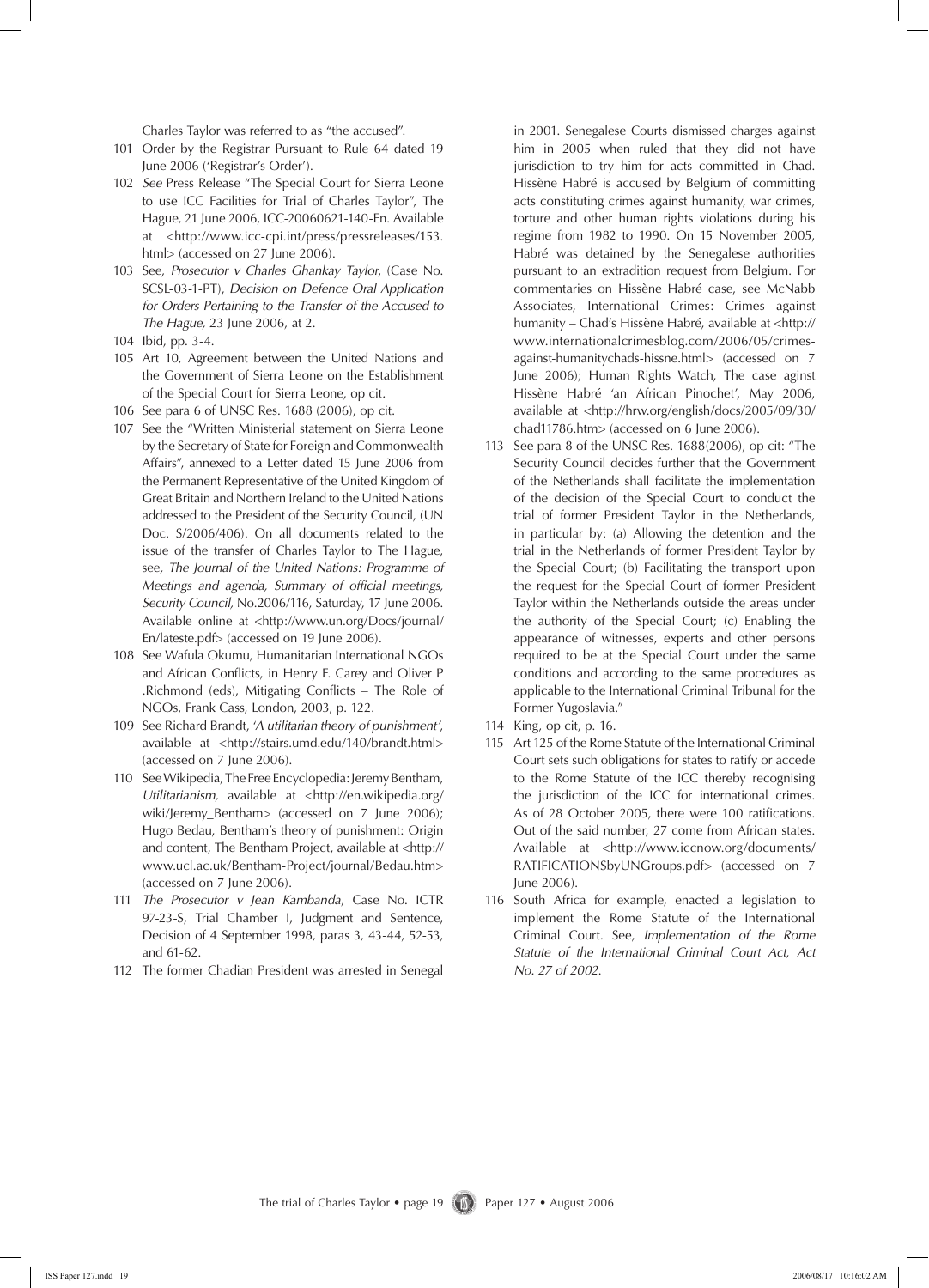Charles Taylor was referred to as "the accused".

101 Order by the Registrar Pursuant to Rule 64 dated 19 June 2006 ('Registrar's Order').

102 *See* Press Release "The Special Court for Sierra Leone to use ICC Facilities for Trial of Charles Taylor", The Hague, 21 June 2006, ICC-20060621-140-En. Available at <http://www.icc-cpi.int/press/pressreleases/153.html> (accessed on 27 June 2006).

103 See, *Prosecutor v Charles Ghankay Taylor*, (Case No. SCSL-03-1-PT), *Decision on Defence Oral Application for Orders Pertaining to the Transfer of the Accused to The Hague*, 23 June 2006, at 2.

104 Ibid, pp. 3-4.

105 Art 10, Agreement between the United Nations and the Government of Sierra Leone on the Establishment of the Special Court for Sierra Leone, op cit.

106 See para 6 of UNSC Res. 1688 (2006), op cit.

107 See the "Written Ministerial statement on Sierra Leone by the Secretary of State for Foreign and Commonwealth Affairs", annexed to a Letter dated 15 June 2006 from the Permanent Representative of the United Kingdom of Great Britain and Northern Ireland to the United Nations addressed to the President of the Security Council, (UN Doc. S/2006/406). On all documents related to the issue of the transfer of Charles Taylor to The Hague, see, *The Journal of the United Nations: Programme of Meetings and agenda, Summary of official meetings, Security Council,* No.2006/116, Saturday, 17 June 2006. Available online at <http://www.un.org/Docs/journal/En/lateste.pdf> (accessed on 19 June 2006).

108 See Wafula Okumu, Humanitarian International NGOs and African Conflicts, in Henry F. Carey and Oliver P .Richmond (eds), Mitigating Conflicts – The Role of NGOs, Frank Cass, London, 2003, p. 122.

109 See Richard Brandt, *'A utilitarian theory of punishment'*, available at <http://stairs.umd.edu/140/brandt.html> (accessed on 7 June 2006).

110 See Wikipedia, The Free Encyclopedia: Jeremy Bentham, *Utilitarianism,* available at <http://en.wikipedia.org/wiki/Jeremy_Bentham> (accessed on 7 June 2006); Hugo Bedau, Bentham's theory of punishment: Origin and content, The Bentham Project, available at <http://www.ucl.ac.uk/Bentham-Project/journal/Bedau.htm> (accessed on 7 June 2006).

111 *The Prosecutor v Jean Kambanda*, Case No. ICTR 97-23-S, Trial Chamber I, Judgment and Sentence, Decision of 4 September 1998, paras 3, 43-44, 52-53, and 61-62.

112 The former Chadian President was arrested in Senegal in 2001. Senegalese Courts dismissed charges against him in 2005 when ruled that they did not have jurisdiction to try him for acts committed in Chad. Hissène Habré is accused by Belgium of committing acts constituting crimes against humanity, war crimes, torture and other human rights violations during his regime from 1982 to 1990. On 15 November 2005, Habré was detained by the Senegalese authorities pursuant to an extradition request from Belgium. For commentaries on Hissène Habré case, see McNabb Associates, International Crimes: Crimes against humanity – Chad's Hissène Habré, available at <http://www.internationalcrimesblog.com/2006/05/crimes-against-humanitychads-hissne.html> (accessed on 7 June 2006); Human Rights Watch, The case agist Hissène Habré 'an African Pinochet', May 2006, available at <http://hrw.org/english/docs/2005/09/30/chad11786.htm> (accessed on 6 June 2006).

113 See para 8 of the UNSC Res. 1688(2006), op cit: "The Security Council decides further that the Government of the Netherlands shall facilitate the implementation of the decision of the Special Court to conduct the trial of former President Taylor in the Netherlands, in particular by: (a) Allowing the detention and the trial in the Netherlands of former President Taylor by the Special Court; (b) Facilitating the transport upon the request for the Special Court of former President Taylor within the Netherlands outside the areas under the authority of the Special Court; (c) Enabling the appearance of witnesses, experts and other persons required to be at the Special Court under the same conditions and according to the same procedures as applicable to the International Criminal Tribunal for the Former Yugoslavia."

114 King, op cit, p. 16.

115 Art 125 of the Rome Statute of the International Criminal Court sets such obligations for states to ratify or accede to the Rome Statute of the ICC thereby recognising the jurisdiction of the ICC for international crimes. As of 28 October 2005, there were 100 ratifications. Out of the said number, 27 come from African states. Available at <http://www.iccnow.org/documents/RATIFICATIONSbyUNGroups.pdf> (accessed on 7 June 2006).

116 South Africa for example, enacted a legislation to implement the Rome Statute of the International Criminal Court. See, *Implementation of the Rome Statute of the International Criminal Court Act, Act No. 27 of 2002.*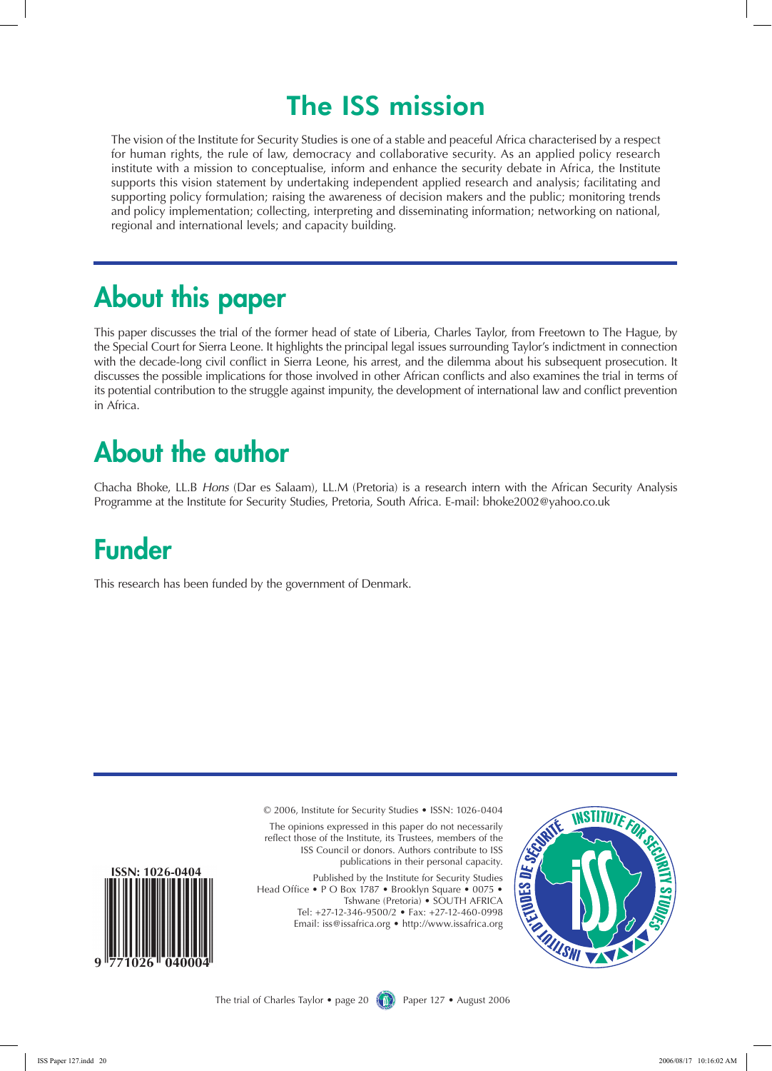# The ISS mission

The vision of the Institute for Security Studies is one of a stable and peaceful Africa characterised by a respect for human rights, the rule of law, democracy and collaborative security. As an applied policy research institute with a mission to conceptualise, inform and enhance the security debate in Africa, the Institute supports this vision statement by undertaking independent applied research and analysis; facilitating and supporting policy formulation; raising the awareness of decision makers and the public; monitoring trends and policy implementation; collecting, interpreting and disseminating information; networking on national, regional and international levels; and capacity building.

## About this paper

This paper discusses the trial of the former head of state of Liberia, Charles Taylor, from Freetown to The Hague, by the Special Court for Sierra Leone. It highlights the principal legal issues surrounding Taylor's indictment in connection with the decade-long civil conflict in Sierra Leone, his arrest, and the dilemma about his subsequent prosecution. It discusses the possible implications for those involved in other African conflicts and also examines the trial in terms of its potential contribution to the struggle against impunity, the development of international law and conflict prevention in Africa.

## About the author

Chacha Bhoke, LL.B *Hons* (Dar es Salaam), LL.M (Pretoria) is a research intern with the African Security Analysis Programme at the Institute for Security Studies, Pretoria, South Africa. E-mail: bhoke2002@yahoo.co.uk

## Funder

This research has been funded by the government of Denmark.

© 2006, Institute for Security Studies • ISSN: 1026-0404

The opinions expressed in this paper do not necessarily reflect those of the Institute, its Trustees, members of the ISS Council or donors. Authors contribute to ISS publications in their personal capacity.

Published by the Institute for Security Studies
Head Office • P O Box 1787 • Brooklyn Square • 0075 • Tshwane (Pretoria) • SOUTH AFRICA
Tel: +27-12-346-9500/2 • Fax: +27-12-460-0998
Email: iss@issafrica.org • http://www.issafrica.org

ISSN: 1026-0404

9 771026 040004

INSTITUTE FOR SECURITY STUDIES • INSTITUT D'ETUDES DE SÉCURITÉ